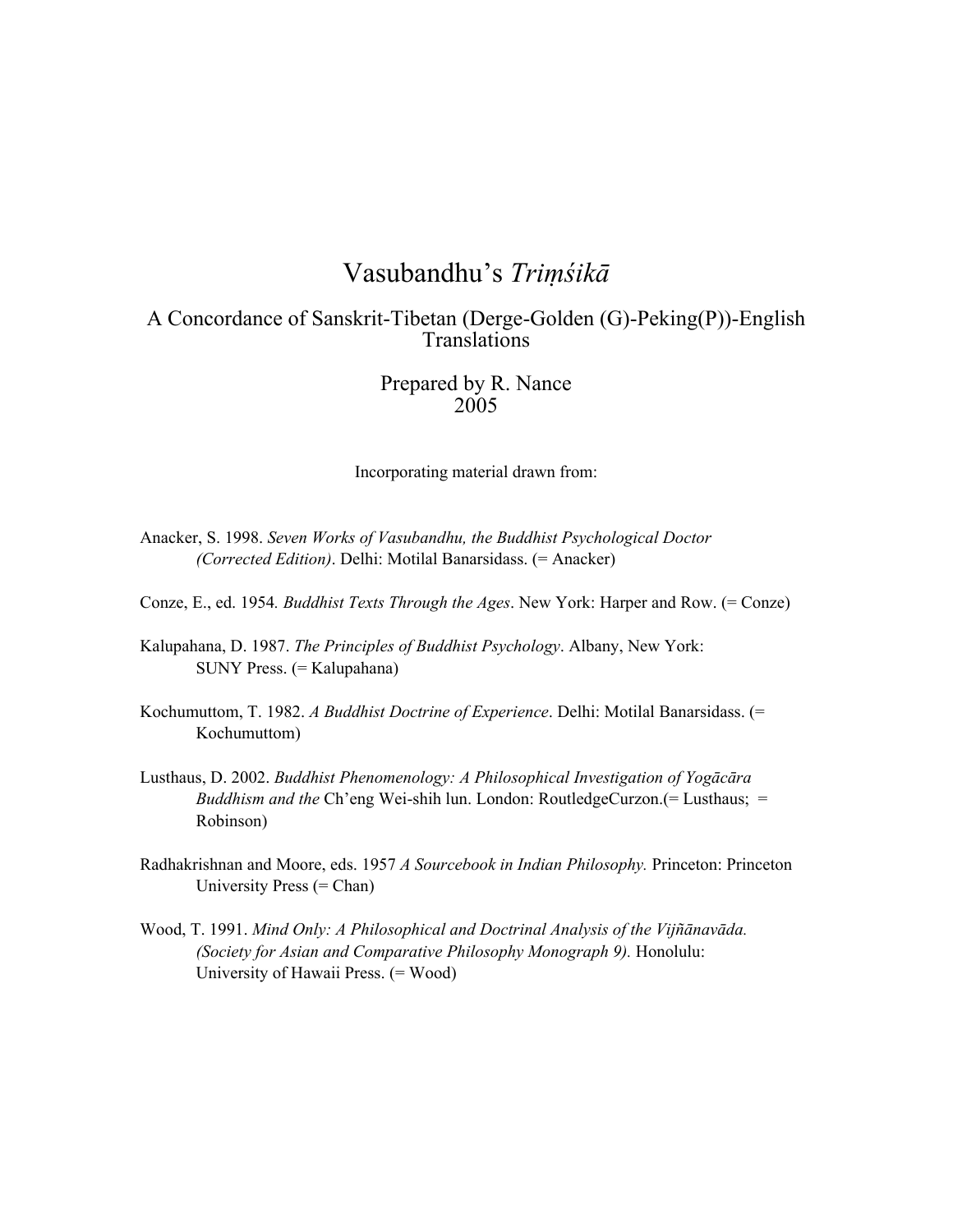# Vasubandhu's *Triṃśikā*

## A Concordance of Sanskrit-Tibetan (Derge-Golden (G)-Peking(P))-English Translations

Prepared by R. Nance
2005

Incorporating material drawn from:

Anacker, S. 1998. *Seven Works of Vasubandhu, the Buddhist Psychological Doctor (Corrected Edition)*. Delhi: Motilal Banarsidass. (= Anacker)

Conze, E., ed. 1954. *Buddhist Texts Through the Ages*. New York: Harper and Row. (= Conze)

Kalupahana, D. 1987. *The Principles of Buddhist Psychology*. Albany, New York: SUNY Press. (= Kalupahana)

Kochumuttom, T. 1982. *A Buddhist Doctrine of Experience*. Delhi: Motilal Banarsidass. (= Kochumuttom)

Lusthaus, D. 2002. *Buddhist Phenomenology: A Philosophical Investigation of Yogācāra Buddhism and the* Ch'eng Wei-shih lun. London: RoutledgeCurzon.(= Lusthaus; = Robinson)

Radhakrishnan and Moore, eds. 1957 *A Sourcebook in Indian Philosophy.* Princeton: Princeton University Press (= Chan)

Wood, T. 1991. *Mind Only: A Philosophical and Doctrinal Analysis of the Vijñānavāda. (Society for Asian and Comparative Philosophy Monograph 9).* Honolulu: University of Hawaii Press. (= Wood)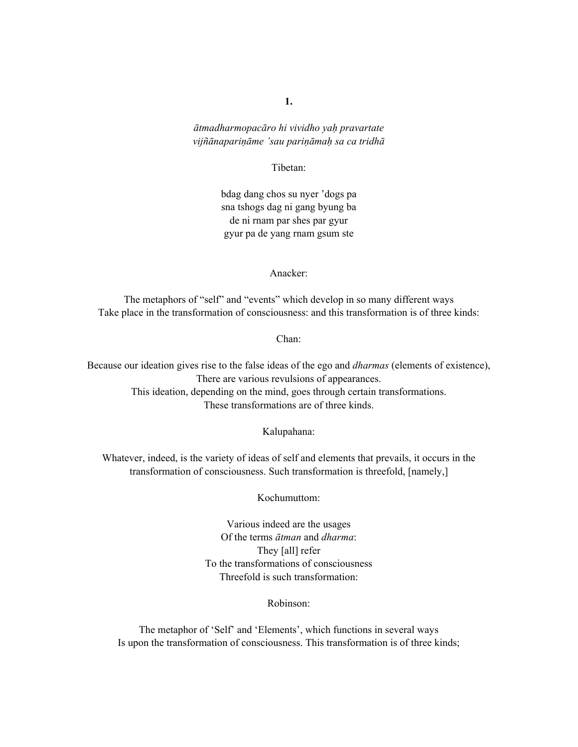**1.**

*ātmadharmopacāro hi vividho yaḥ pravartate*
*vijñānapariṇāme 'sau pariṇāmaḥ sa ca tridhā*

Tibetan:

bdag dang chos su nyer 'dogs pa
sna tshogs dag ni gang byung ba
de ni rnam par shes par gyur
gyur pa de yang rnam gsum ste

Anacker:

The metaphors of "self" and "events" which develop in so many different ways
Take place in the transformation of consciousness: and this transformation is of three kinds:

Chan:

Because our ideation gives rise to the false ideas of the ego and *dharmas* (elements of existence),
There are various revulsions of appearances.
This ideation, depending on the mind, goes through certain transformations.
These transformations are of three kinds.

Kalupahana:

Whatever, indeed, is the variety of ideas of self and elements that prevails, it occurs in the transformation of consciousness. Such transformation is threefold, [namely,]

Kochumuttom:

Various indeed are the usages
Of the terms *ātman* and *dharma*:
They [all] refer
To the transformations of consciousness
Threefold is such transformation:

Robinson:

The metaphor of 'Self' and 'Elements', which functions in several ways
Is upon the transformation of consciousness. This transformation is of three kinds;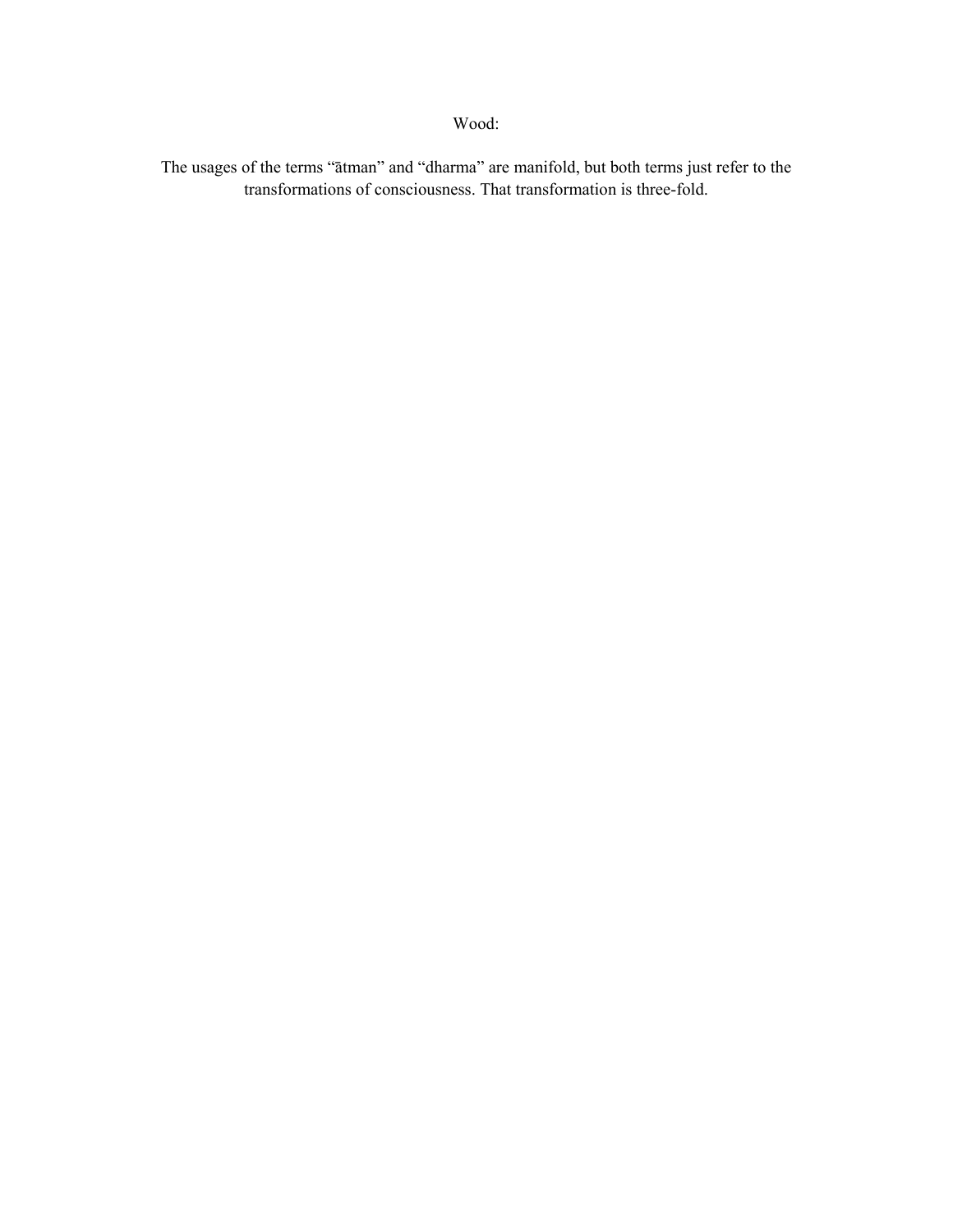Wood:

The usages of the terms “ātman” and “dharma” are manifold, but both terms just refer to the transformations of consciousness. That transformation is three-fold.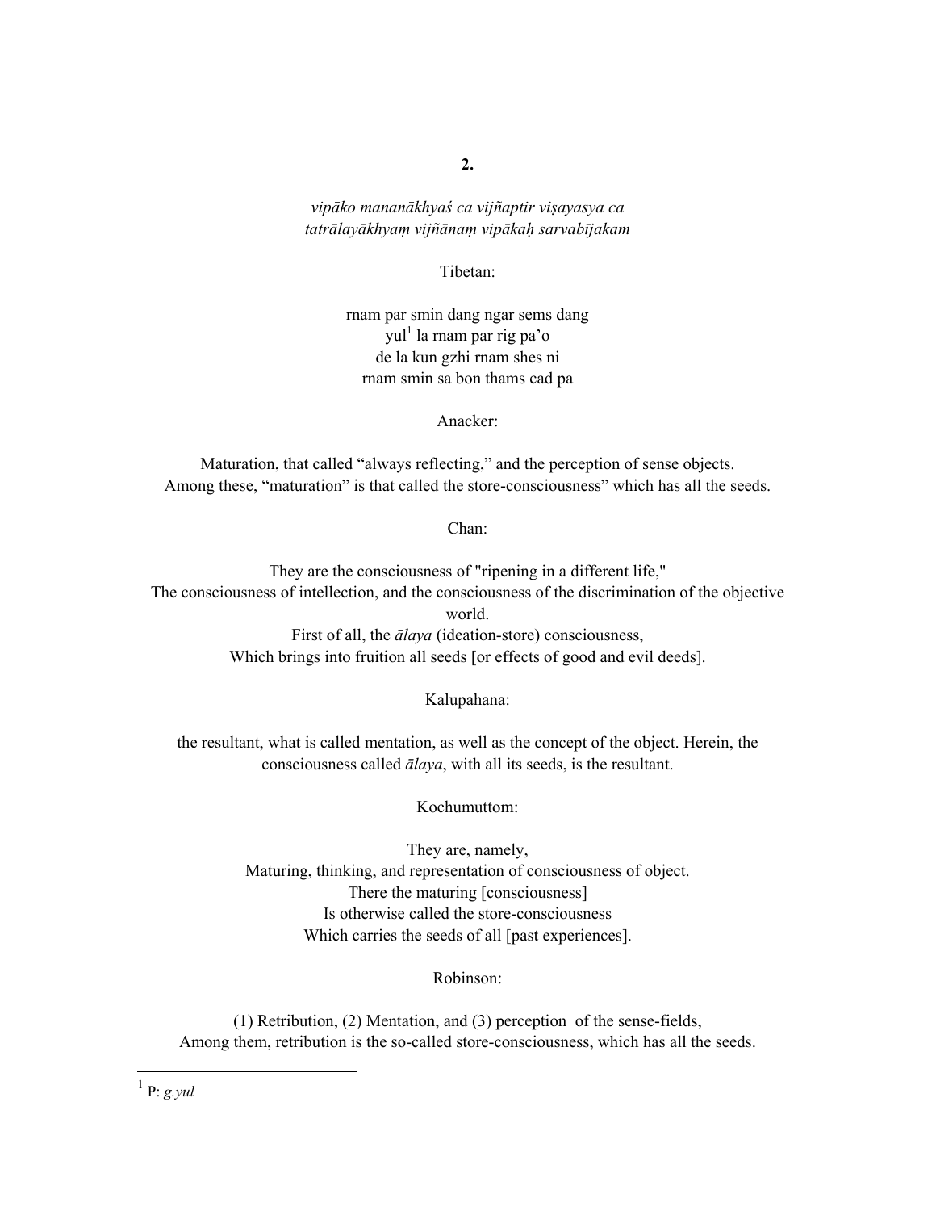**2.**

*vipāko mananākhyaś ca vijñaptir viṣayasya ca*
*tatrālayākhyaṃ vijñānaṃ vipākaḥ sarvabījakam*

Tibetan:

rnam par smin dang ngar sems dang
yul[1] la rnam par rig pa'o
de la kun gzhi rnam shes ni
rnam smin sa bon thams cad pa

Anacker:

Maturation, that called "always reflecting," and the perception of sense objects.
Among these, "maturation" is that called the store-consciousness" which has all the seeds.

Chan:

They are the consciousness of "ripening in a different life,"
The consciousness of intellection, and the consciousness of the discrimination of the objective world.
First of all, the *ālaya* (ideation-store) consciousness,
Which brings into fruition all seeds [or effects of good and evil deeds].

Kalupahana:

the resultant, what is called mentation, as well as the concept of the object. Herein, the consciousness called *ālaya*, with all its seeds, is the resultant.

Kochumuttom:

They are, namely,
Maturing, thinking, and representation of consciousness of object.
There the maturing [consciousness]
Is otherwise called the store-consciousness
Which carries the seeds of all [past experiences].

Robinson:

(1) Retribution, (2) Mentation, and (3) perception of the sense-fields,
Among them, retribution is the so-called store-consciousness, which has all the seeds.

---

[1] P: *g.yul*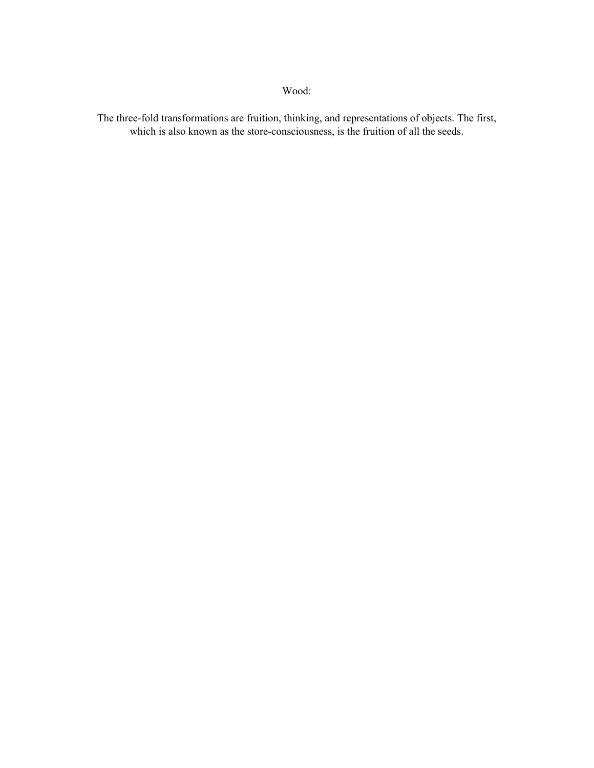Wood:

The three-fold transformations are fruition, thinking, and representations of objects. The first, which is also known as the store-consciousness, is the fruition of all the seeds.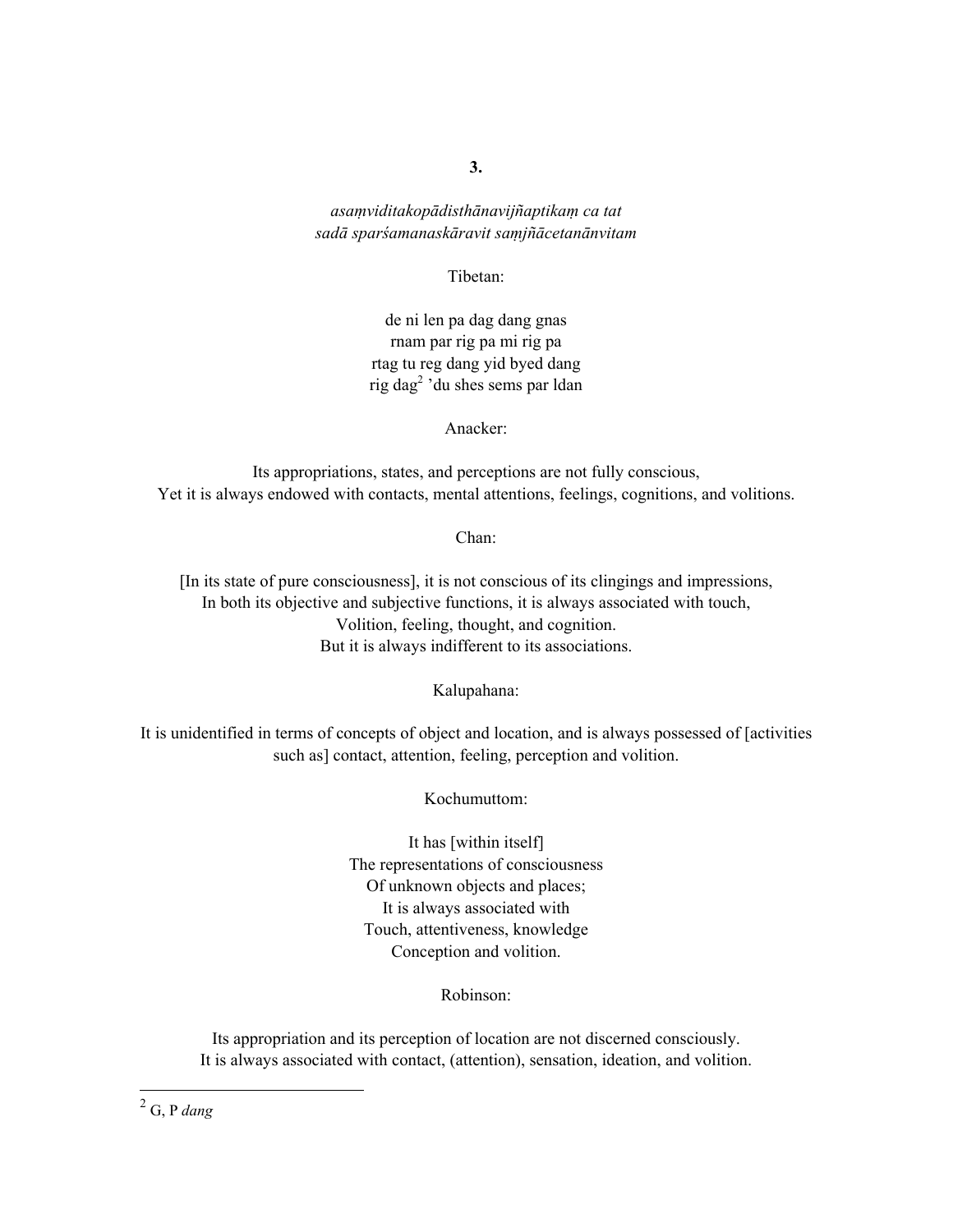**3.**

*asaṃviditakopādisthānavijñaptikaṃ ca tat*
*sadā sparśamanaskāravit saṃjñācetanānvitam*

Tibetan:

de ni len pa dag dang gnas
rnam par rig pa mi rig pa
rtag tu reg dang yid byed dang
rig dag[2] 'du shes sems par ldan

Anacker:

Its appropriations, states, and perceptions are not fully conscious,
Yet it is always endowed with contacts, mental attentions, feelings, cognitions, and volitions.

Chan:

[In its state of pure consciousness], it is not conscious of its clingings and impressions,
In both its objective and subjective functions, it is always associated with touch,
Volition, feeling, thought, and cognition.
But it is always indifferent to its associations.

Kalupahana:

It is unidentified in terms of concepts of object and location, and is always possessed of [activities such as] contact, attention, feeling, perception and volition.

Kochumuttom:

It has [within itself]
The representations of consciousness
Of unknown objects and places;
It is always associated with
Touch, attentiveness, knowledge
Conception and volition.

Robinson:

Its appropriation and its perception of location are not discerned consciously.
It is always associated with contact, (attention), sensation, ideation, and volition.

---

[2] G, P *dang*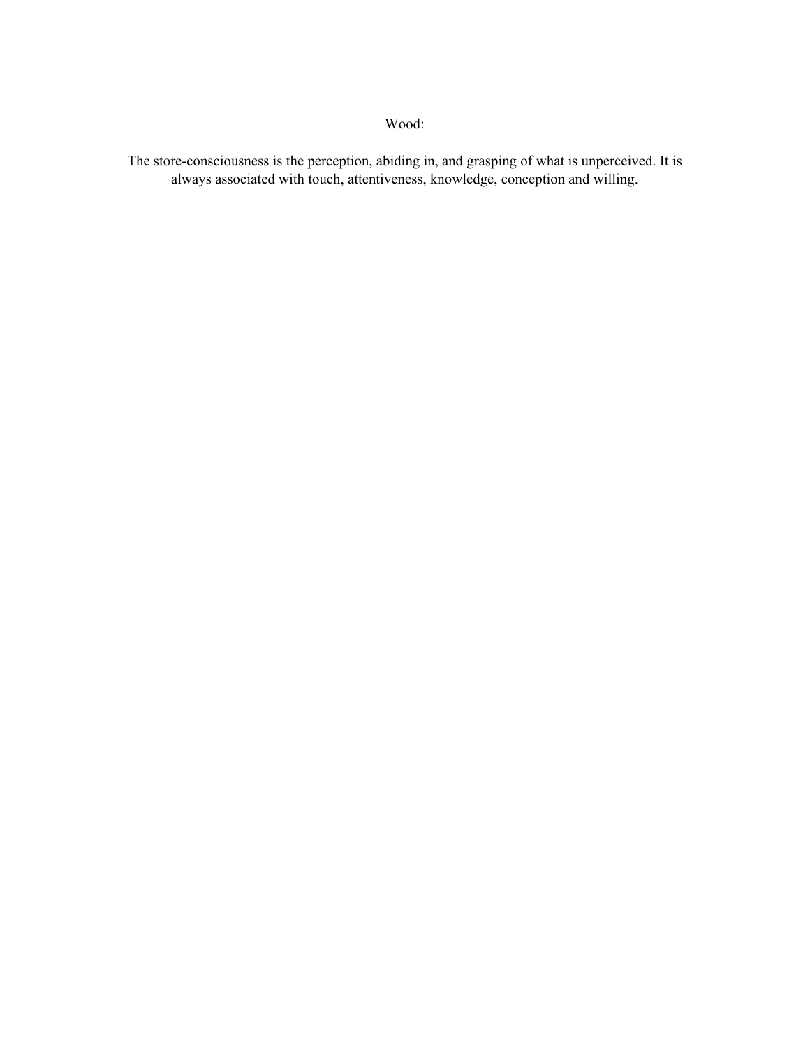Wood:

The store-consciousness is the perception, abiding in, and grasping of what is unperceived. It is always associated with touch, attentiveness, knowledge, conception and willing.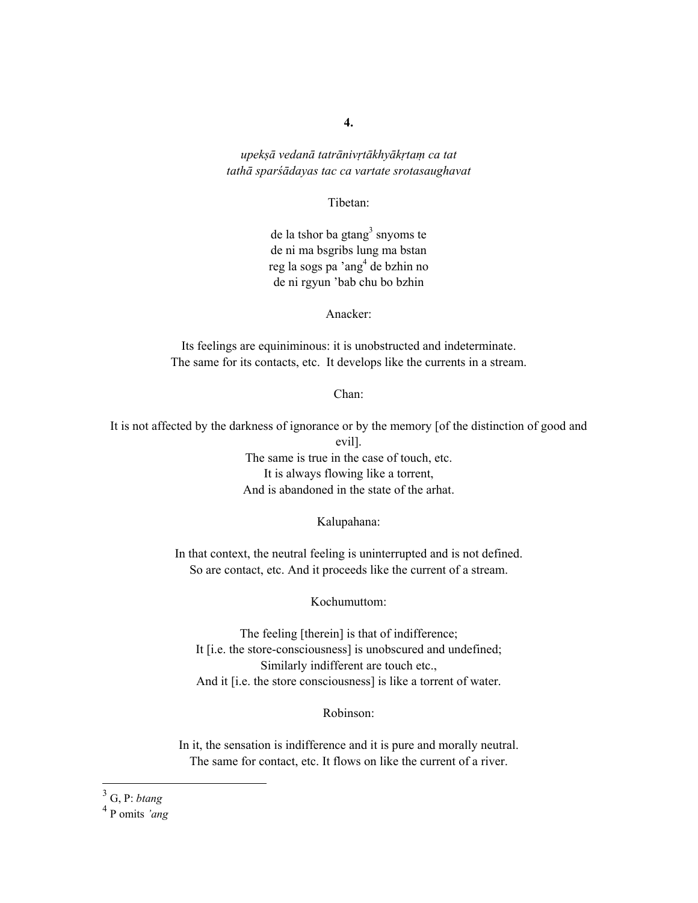**4.**

*upekṣā vedanā tatrānivṛtākhyākṛtaṃ ca tat*
*tathā sparśādayas tac ca vartate srotasaughavat*

Tibetan:

de la tshor ba gtang[3] snyoms te
de ni ma bsgribs lung ma bstan
reg la sogs pa 'ang[4] de bzhin no
de ni rgyun 'bab chu bo bzhin

Anacker:

Its feelings are equiniminous: it is unobstructed and indeterminate.
The same for its contacts, etc. It develops like the currents in a stream.

Chan:

It is not affected by the darkness of ignorance or by the memory [of the distinction of good and evil].
The same is true in the case of touch, etc.
It is always flowing like a torrent,
And is abandoned in the state of the arhat.

Kalupahana:

In that context, the neutral feeling is uninterrupted and is not defined.
So are contact, etc. And it proceeds like the current of a stream.

Kochumuttom:

The feeling [therein] is that of indifference;
It [i.e. the store-consciousness] is unobscured and undefined;
Similarly indifferent are touch etc.,
And it [i.e. the store consciousness] is like a torrent of water.

Robinson:

In it, the sensation is indifference and it is pure and morally neutral.
The same for contact, etc. It flows on like the current of a river.

---

[3] G, P: *btang*

[4] P omits *'ang*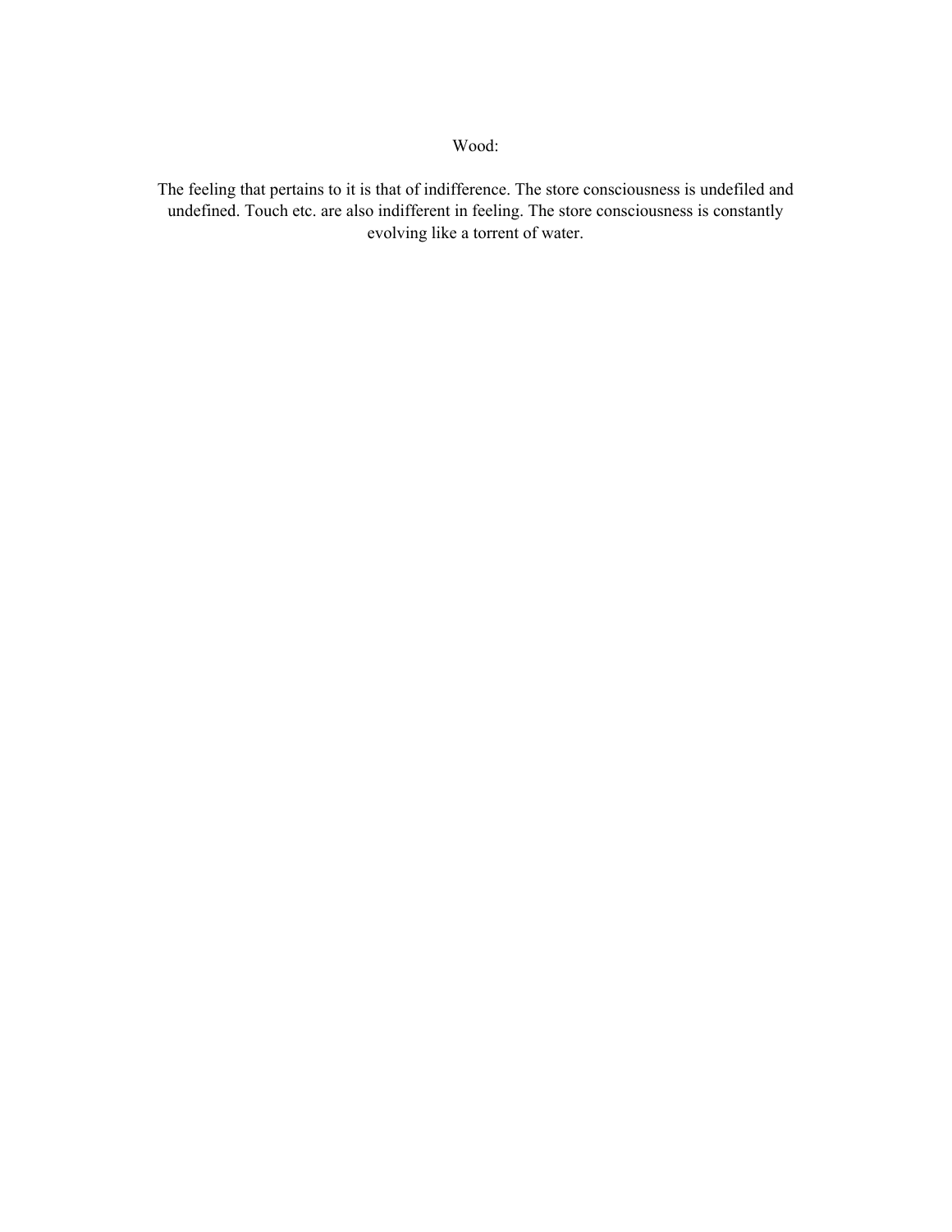Wood:

The feeling that pertains to it is that of indifference. The store consciousness is undefiled and undefined. Touch etc. are also indifferent in feeling. The store consciousness is constantly evolving like a torrent of water.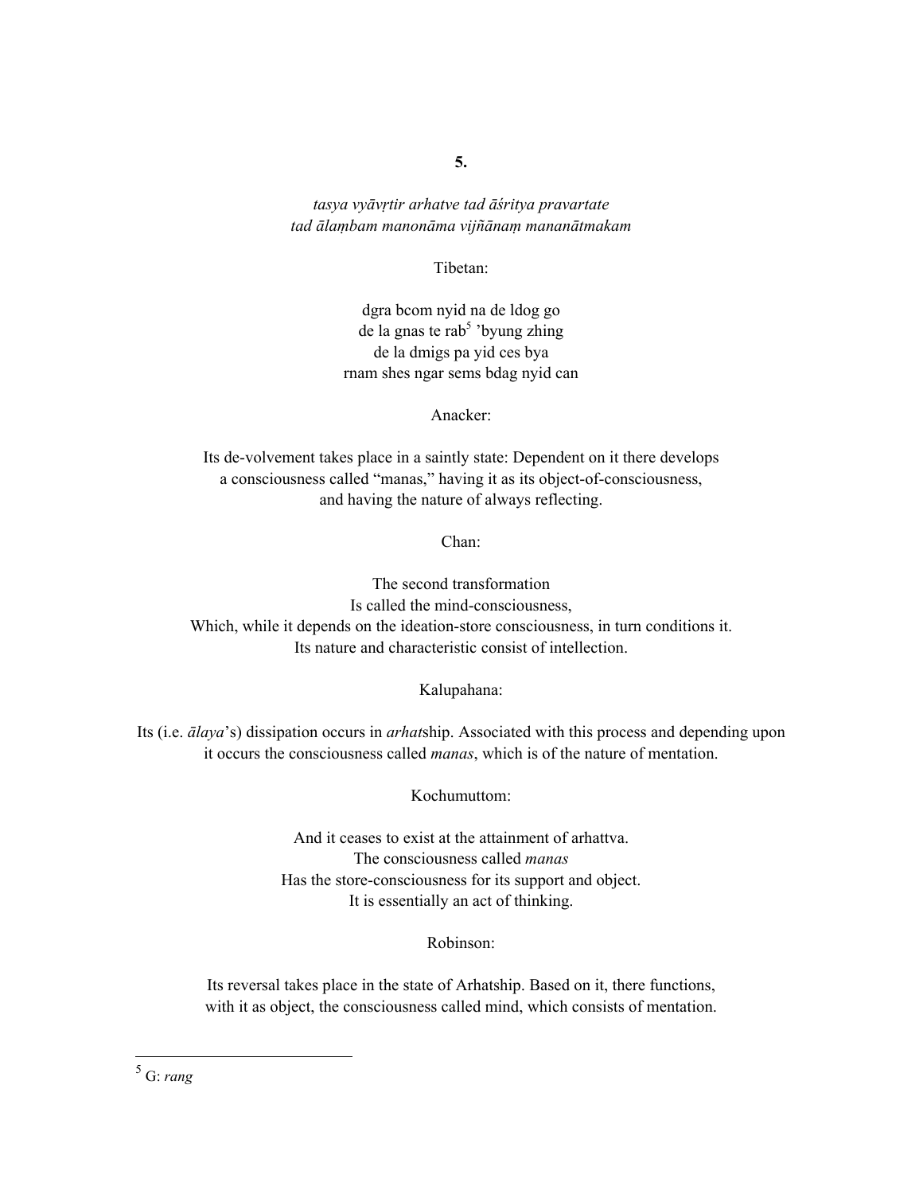**5.**

*tasya vyāvṛtir arhatve tad āśritya pravartate*
*tad ālaṃbam manonāma vijñānaṃ mananātmakam*

Tibetan:

dgra bcom nyid na de ldog go
de la gnas te rab[5] 'byung zhing
de la dmigs pa yid ces bya
rnam shes ngar sems bdag nyid can

Anacker:

Its de-volvement takes place in a saintly state: Dependent on it there develops
a consciousness called "manas," having it as its object-of-consciousness,
and having the nature of always reflecting.

Chan:

The second transformation
Is called the mind-consciousness,
Which, while it depends on the ideation-store consciousness, in turn conditions it.
Its nature and characteristic consist of intellection.

Kalupahana:

Its (i.e. *ālaya*'s) dissipation occurs in *arhat*ship. Associated with this process and depending upon it occurs the consciousness called *manas*, which is of the nature of mentation.

Kochumuttom:

And it ceases to exist at the attainment of arhattva.
The consciousness called *manas*
Has the store-consciousness for its support and object.
It is essentially an act of thinking.

Robinson:

Its reversal takes place in the state of Arhatship. Based on it, there functions,
with it as object, the consciousness called mind, which consists of mentation.

---

[5] G: *rang*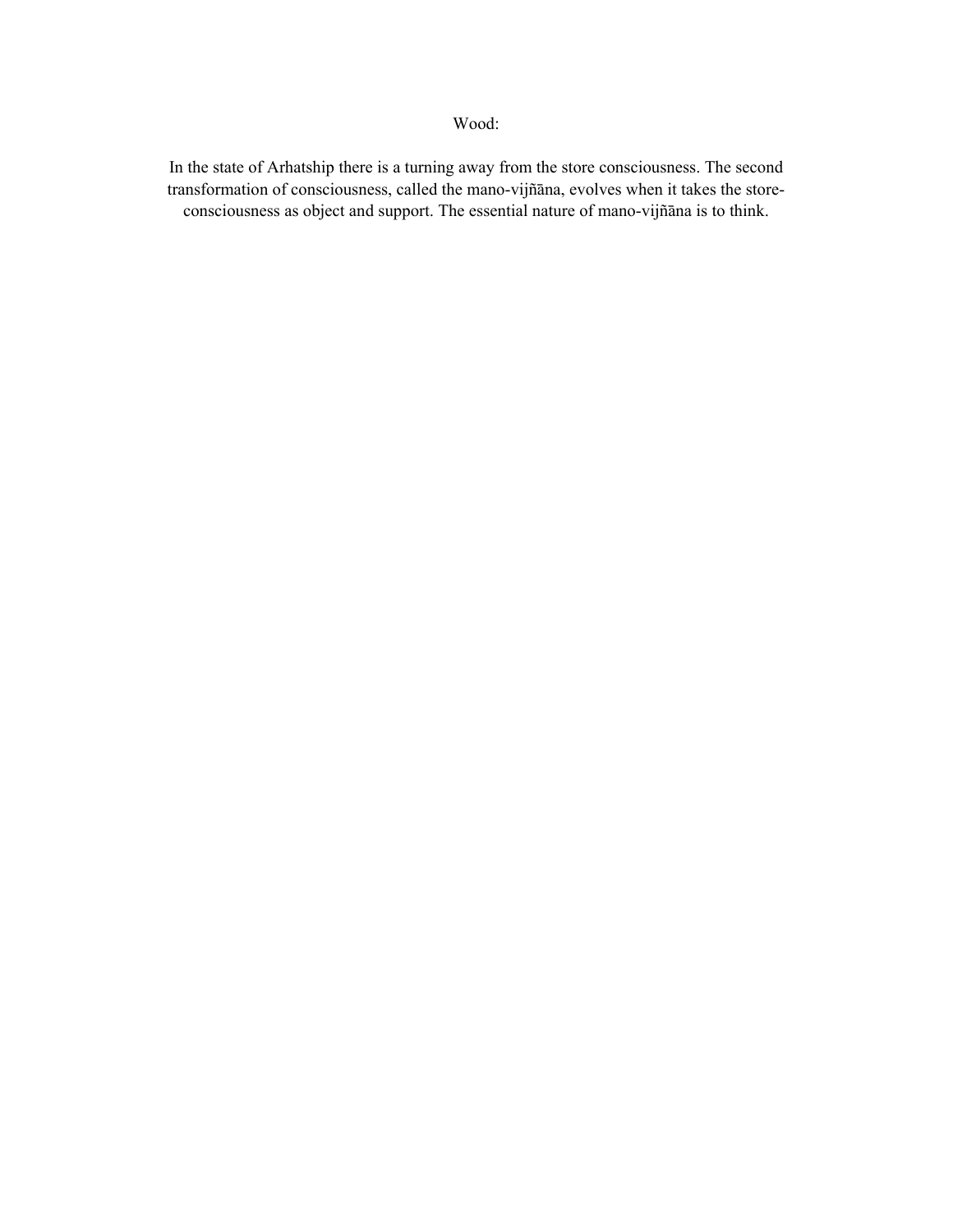Wood:

In the state of Arhatship there is a turning away from the store consciousness. The second transformation of consciousness, called the mano-vijñāna, evolves when it takes the store-consciousness as object and support. The essential nature of mano-vijñāna is to think.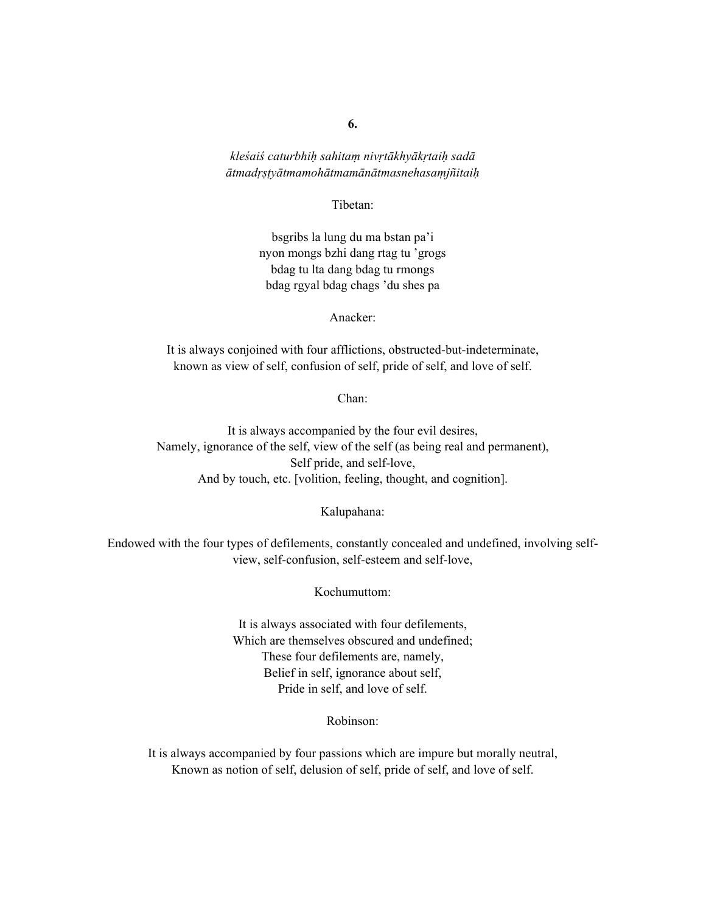**6.**

*kleśaiś caturbhiḥ sahitaṃ nivṛtākhyākṛtaiḥ sadā*
*ātmadṛṣṭyātmamohātmamānātmasnehasaṃjñitaiḥ*

Tibetan:

bsgribs la lung du ma bstan pa'i
nyon mongs bzhi dang rtag tu 'grogs
bdag tu lta dang bdag tu rmongs
bdag rgyal bdag chags 'du shes pa

Anacker:

It is always conjoined with four afflictions, obstructed-but-indeterminate,
known as view of self, confusion of self, pride of self, and love of self.

Chan:

It is always accompanied by the four evil desires,
Namely, ignorance of the self, view of the self (as being real and permanent),
Self pride, and self-love,
And by touch, etc. [volition, feeling, thought, and cognition].

Kalupahana:

Endowed with the four types of defilements, constantly concealed and undefined, involving self-view, self-confusion, self-esteem and self-love,

Kochumuttom:

It is always associated with four defilements,
Which are themselves obscured and undefined;
These four defilements are, namely,
Belief in self, ignorance about self,
Pride in self, and love of self.

Robinson:

It is always accompanied by four passions which are impure but morally neutral,
Known as notion of self, delusion of self, pride of self, and love of self.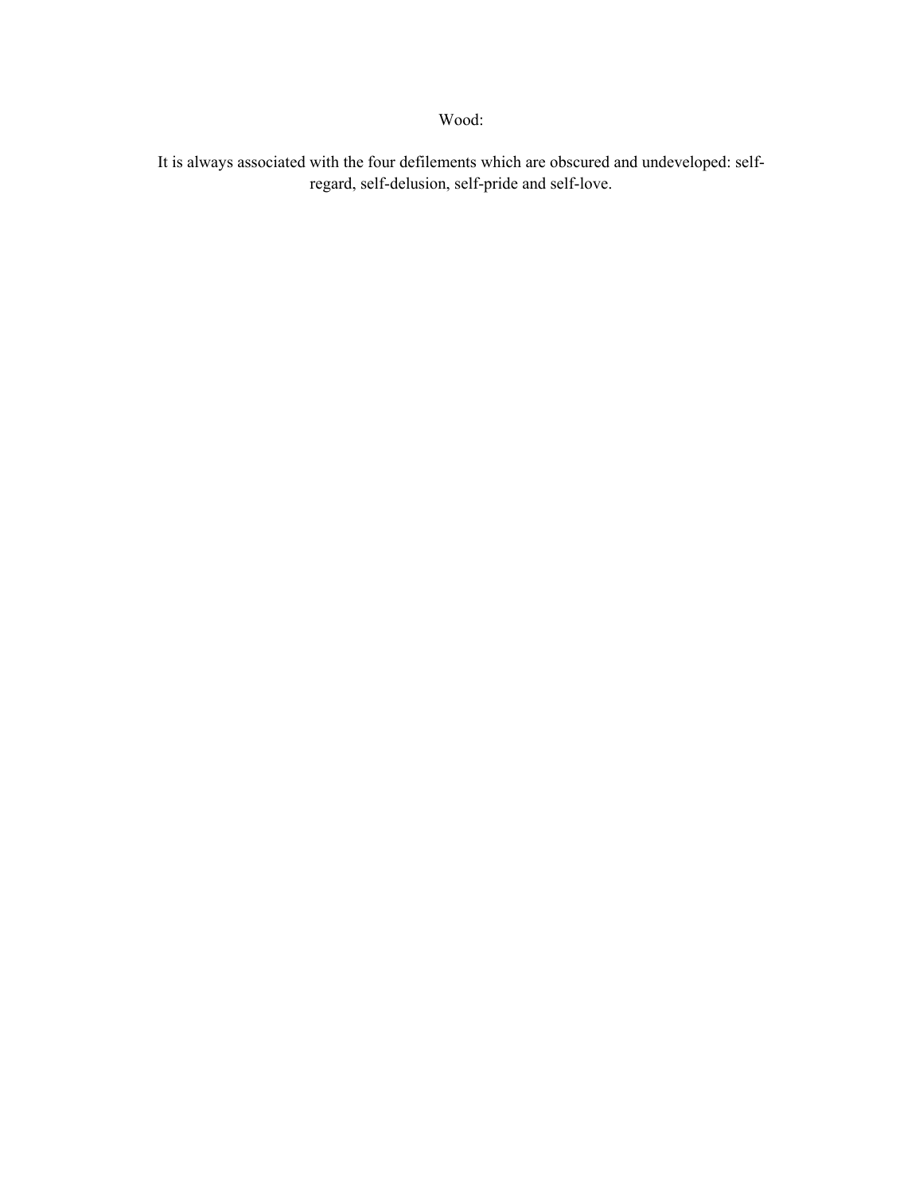Wood:

It is always associated with the four defilements which are obscured and undeveloped: self-regard, self-delusion, self-pride and self-love.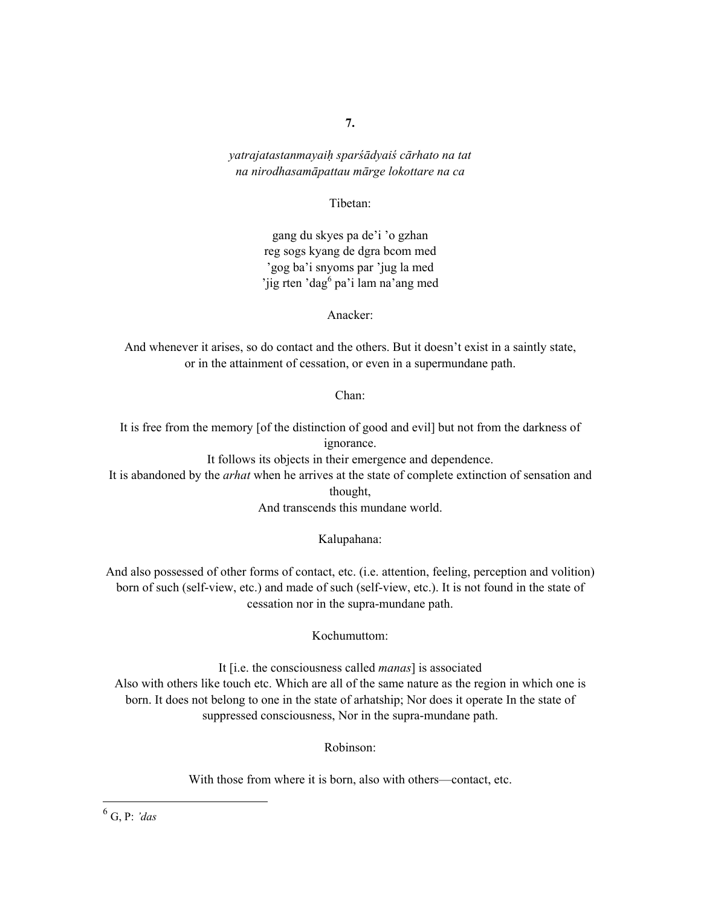**7.**

*yatrajatastanmayaiḥ sparśādyaiś cārhato na tat*
*na nirodhasamāpattau mārge lokottare na ca*

Tibetan:

gang du skyes pa de'i 'o gzhan
reg sogs kyang de dgra bcom med
'gog ba'i snyoms par 'jug la med
'jig rten 'dag[6] pa'i lam na'ang med

Anacker:

And whenever it arises, so do contact and the others. But it doesn't exist in a saintly state, or in the attainment of cessation, or even in a supermundane path.

Chan:

It is free from the memory [of the distinction of good and evil] but not from the darkness of ignorance.
It follows its objects in their emergence and dependence.
It is abandoned by the *arhat* when he arrives at the state of complete extinction of sensation and thought,
And transcends this mundane world.

Kalupahana:

And also possessed of other forms of contact, etc. (i.e. attention, feeling, perception and volition) born of such (self-view, etc.) and made of such (self-view, etc.). It is not found in the state of cessation nor in the supra-mundane path.

Kochumuttom:

It [i.e. the consciousness called *manas*] is associated
Also with others like touch etc. Which are all of the same nature as the region in which one is born. It does not belong to one in the state of arhatship; Nor does it operate In the state of suppressed consciousness, Nor in the supra-mundane path.

Robinson:

With those from where it is born, also with others—contact, etc.

---

[6] G, P: *'das*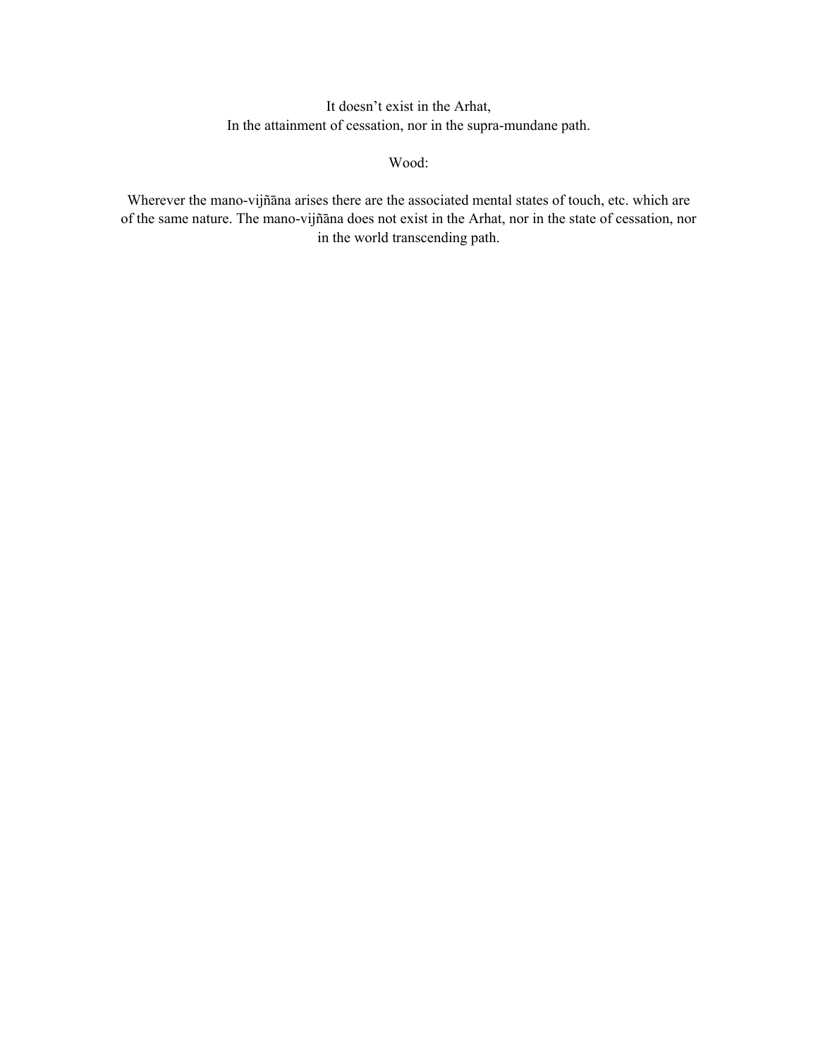It doesn’t exist in the Arhat,
In the attainment of cessation, nor in the supra-mundane path.

Wood:

Wherever the mano-vijñāna arises there are the associated mental states of touch, etc. which are of the same nature. The mano-vijñāna does not exist in the Arhat, nor in the state of cessation, nor in the world transcending path.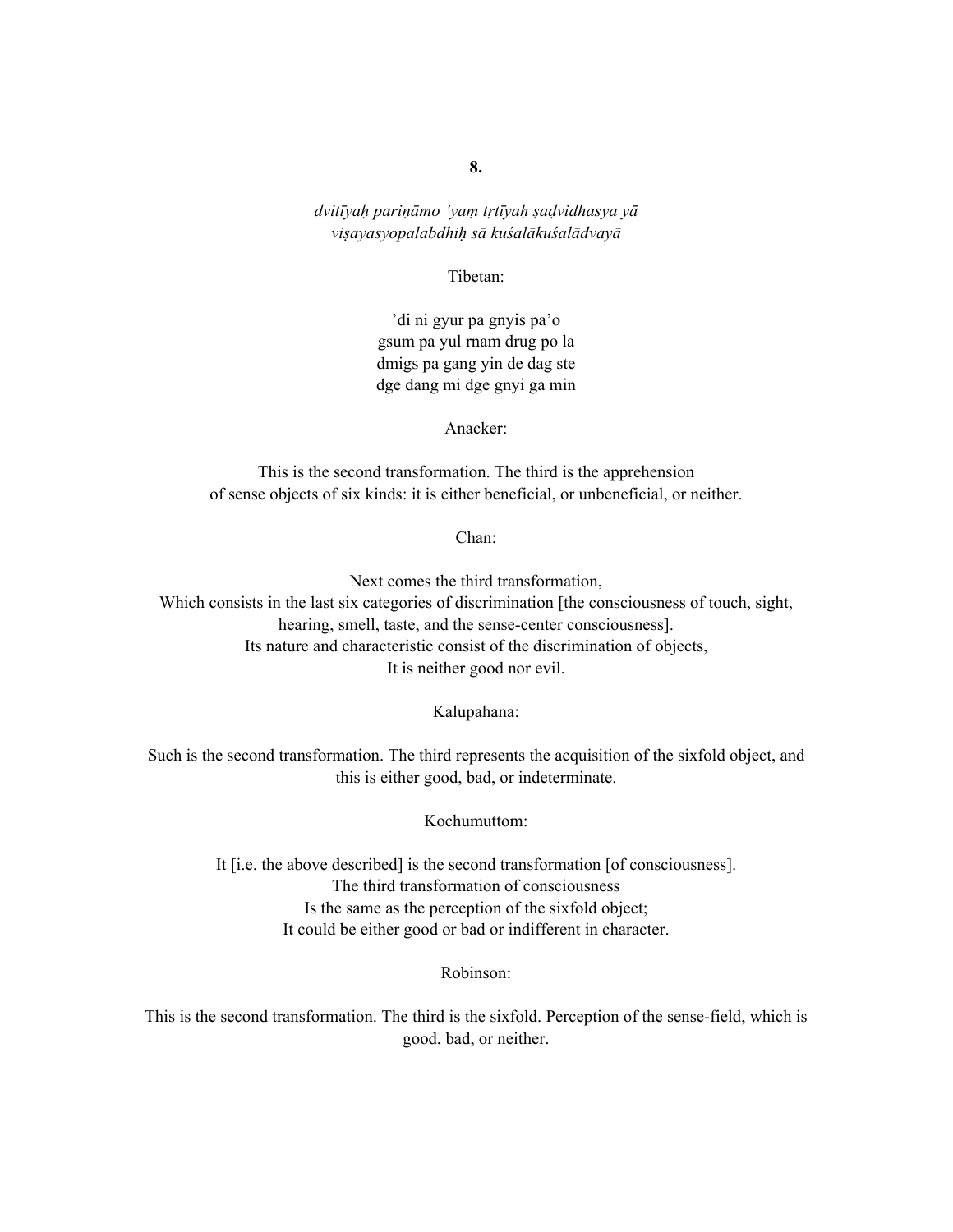**8.**

*dvitīyaḥ pariṇāmo ’yaṃ tṛtīyaḥ ṣaḍvidhasya yā*
*viṣayasyopalabdhiḥ sā kuśalākuśalādvayā*

Tibetan:

’di ni gyur pa gnyis pa’o
gsum pa yul rnam drug po la
dmigs pa gang yin de dag ste
dge dang mi dge gnyi ga min

Anacker:

This is the second transformation. The third is the apprehension
of sense objects of six kinds: it is either beneficial, or unbeneficial, or neither.

Chan:

Next comes the third transformation,
Which consists in the last six categories of discrimination [the consciousness of touch, sight, hearing, smell, taste, and the sense-center consciousness].
Its nature and characteristic consist of the discrimination of objects,
It is neither good nor evil.

Kalupahana:

Such is the second transformation. The third represents the acquisition of the sixfold object, and this is either good, bad, or indeterminate.

Kochumuttom:

It [i.e. the above described] is the second transformation [of consciousness].
The third transformation of consciousness
Is the same as the perception of the sixfold object;
It could be either good or bad or indifferent in character.

Robinson:

This is the second transformation. The third is the sixfold. Perception of the sense-field, which is good, bad, or neither.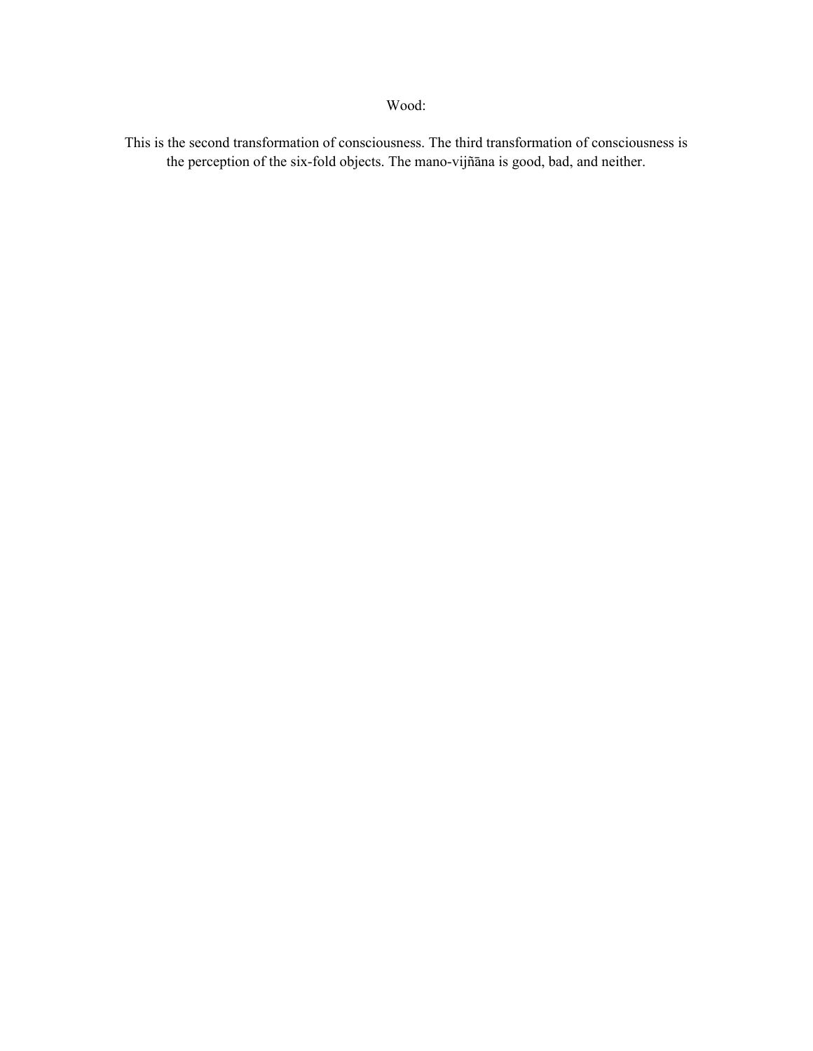Wood:

This is the second transformation of consciousness. The third transformation of consciousness is the perception of the six-fold objects. The mano-vijñāna is good, bad, and neither.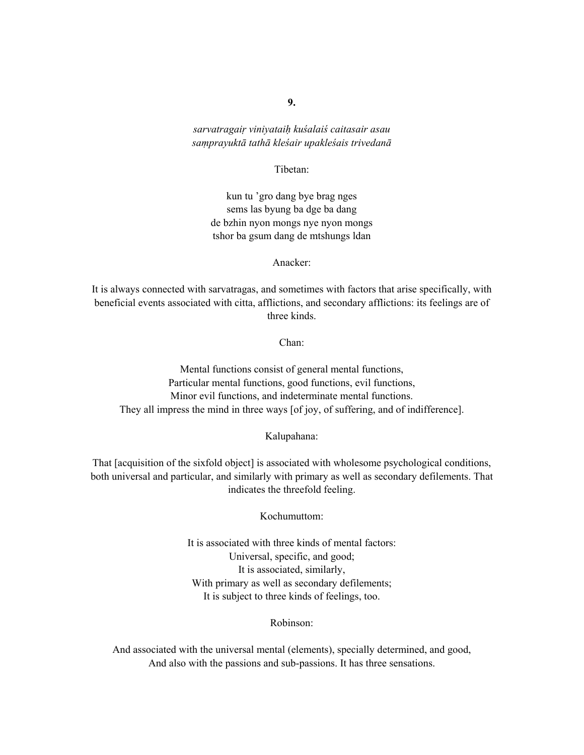**9.**

*sarvatragaiṛ viniyataiḥ kuśalaiś caitasair asau*
*saṃprayuktā tathā kleśair upakleśais trivedanā*

Tibetan:

kun tu 'gro dang bye brag nges
sems las byung ba dge ba dang
de bzhin nyon mongs nye nyon mongs
tshor ba gsum dang de mtshungs ldan

Anacker:

It is always connected with sarvatragas, and sometimes with factors that arise specifically, with beneficial events associated with citta, afflictions, and secondary afflictions: its feelings are of three kinds.

Chan:

Mental functions consist of general mental functions,
Particular mental functions, good functions, evil functions,
Minor evil functions, and indeterminate mental functions.
They all impress the mind in three ways [of joy, of suffering, and of indifference].

Kalupahana:

That [acquisition of the sixfold object] is associated with wholesome psychological conditions, both universal and particular, and similarly with primary as well as secondary defilements. That indicates the threefold feeling.

Kochumuttom:

It is associated with three kinds of mental factors:
Universal, specific, and good;
It is associated, similarly,
With primary as well as secondary defilements;
It is subject to three kinds of feelings, too.

Robinson:

And associated with the universal mental (elements), specially determined, and good,
And also with the passions and sub-passions. It has three sensations.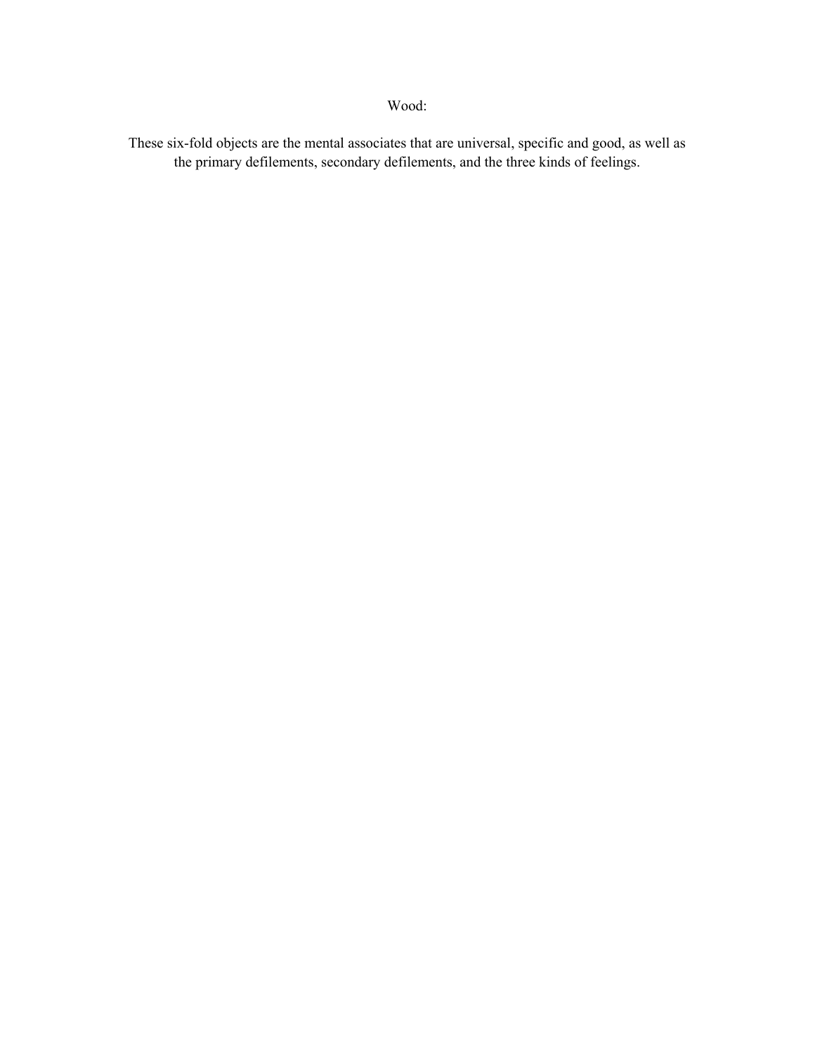Wood:

These six-fold objects are the mental associates that are universal, specific and good, as well as the primary defilements, secondary defilements, and the three kinds of feelings.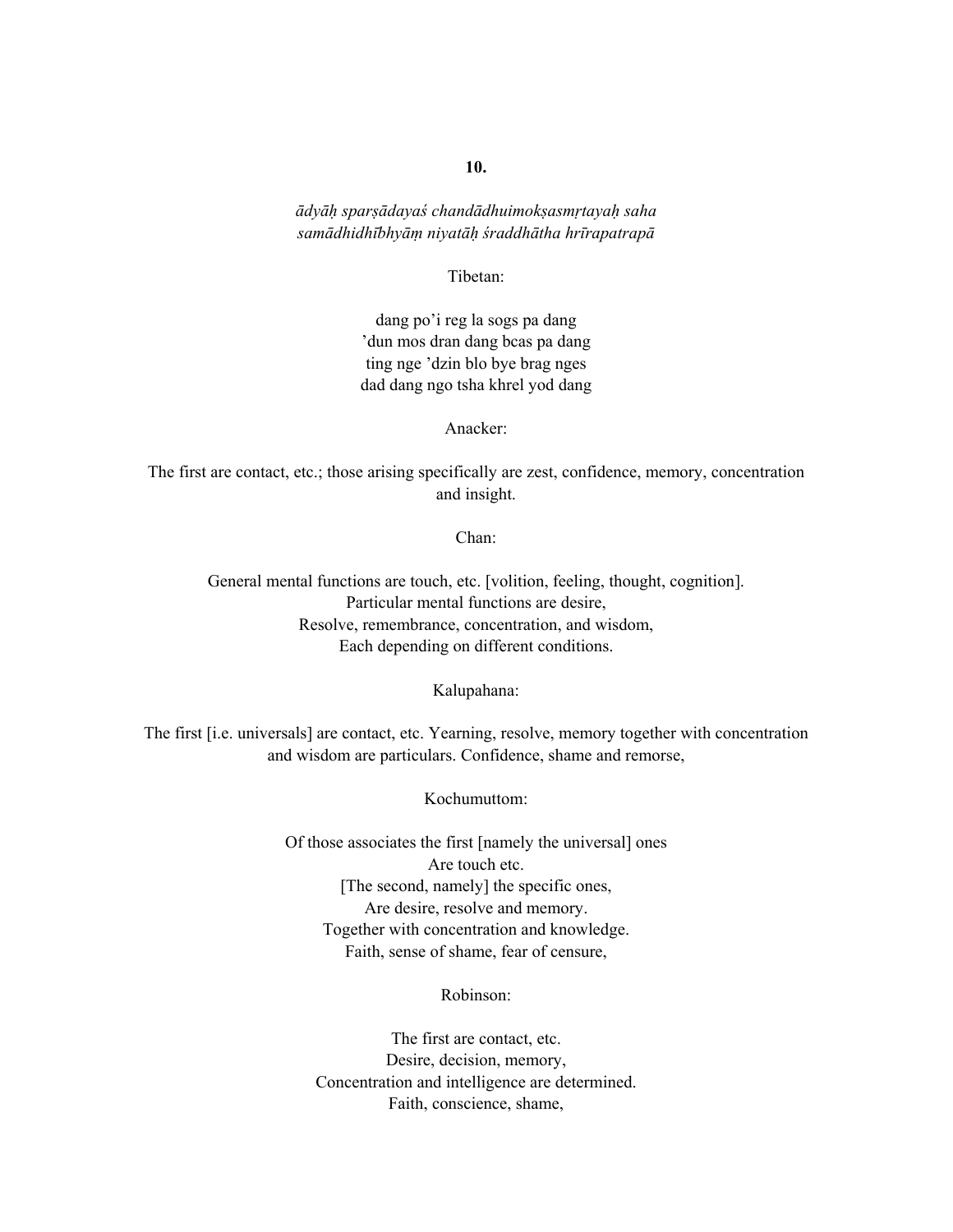**10.**

*ādyāḥ sparṣādayaś chandādhuimokṣasmṛtayaḥ saha*
*samādhidhībhyāṃ niyatāḥ śraddhātha hrīrapatrapā*

Tibetan:

dang po'i reg la sogs pa dang
'dun mos dran dang bcas pa dang
ting nge 'dzin blo bye brag nges
dad dang ngo tsha khrel yod dang

Anacker:

The first are contact, etc.; those arising specifically are zest, confidence, memory, concentration and insight.

Chan:

General mental functions are touch, etc. [volition, feeling, thought, cognition].
Particular mental functions are desire,
Resolve, remembrance, concentration, and wisdom,
Each depending on different conditions.

Kalupahana:

The first [i.e. universals] are contact, etc. Yearning, resolve, memory together with concentration and wisdom are particulars. Confidence, shame and remorse,

Kochumuttom:

Of those associates the first [namely the universal] ones
Are touch etc.
[The second, namely] the specific ones,
Are desire, resolve and memory.
Together with concentration and knowledge.
Faith, sense of shame, fear of censure,

Robinson:

The first are contact, etc.
Desire, decision, memory,
Concentration and intelligence are determined.
Faith, conscience, shame,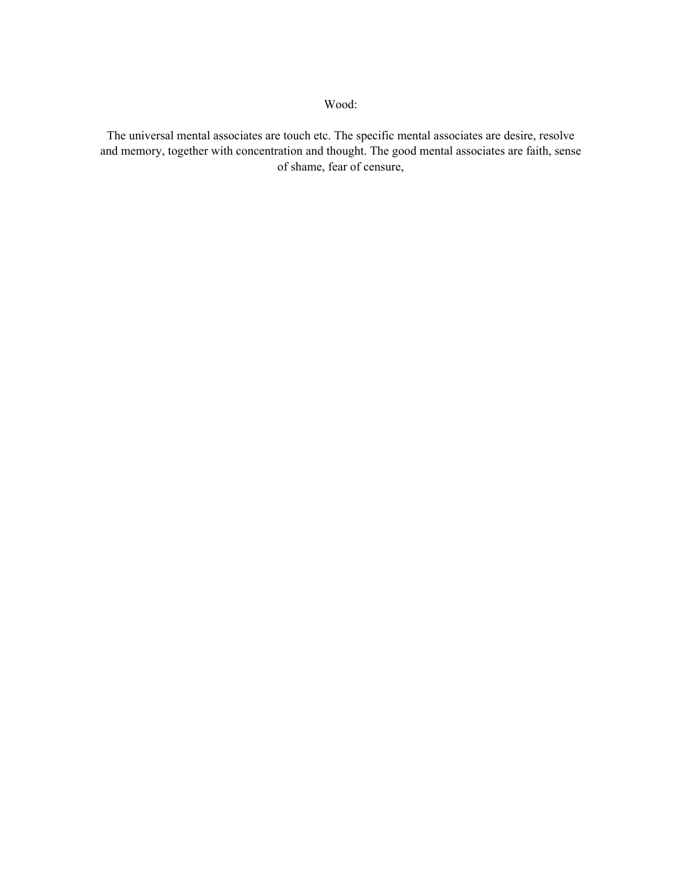Wood:

The universal mental associates are touch etc. The specific mental associates are desire, resolve and memory, together with concentration and thought. The good mental associates are faith, sense of shame, fear of censure,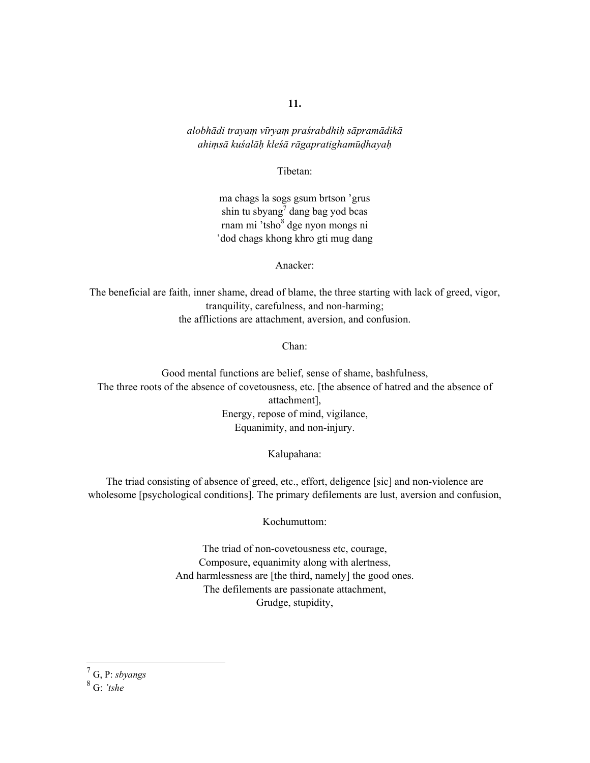**11.**

*alobhādi trayaṃ vīryaṃ praśrabdhiḥ sāpramādikā*
*ahiṃsā kuśalāḥ kleśā rāgapratighamūḍhayaḥ*

Tibetan:

ma chags la sogs gsum brtson 'grus
shin tu sbyang[7] dang bag yod bcas
rnam mi 'tsho[8] dge nyon mongs ni
'dod chags khong khro gti mug dang

Anacker:

The beneficial are faith, inner shame, dread of blame, the three starting with lack of greed, vigor, tranquility, carefulness, and non-harming;
the afflictions are attachment, aversion, and confusion.

Chan:

Good mental functions are belief, sense of shame, bashfulness,
The three roots of the absence of covetousness, etc. [the absence of hatred and the absence of attachment],
Energy, repose of mind, vigilance,
Equanimity, and non-injury.

Kalupahana:

The triad consisting of absence of greed, etc., effort, deligence [sic] and non-violence are wholesome [psychological conditions]. The primary defilements are lust, aversion and confusion,

Kochumuttom:

The triad of non-covetousness etc, courage,
Composure, equanimity along with alertness,
And harmlessness are [the third, namely] the good ones.
The defilements are passionate attachment,
Grudge, stupidity,

---

[7] G, P: *sbyangs*
[8] G: *'tshe*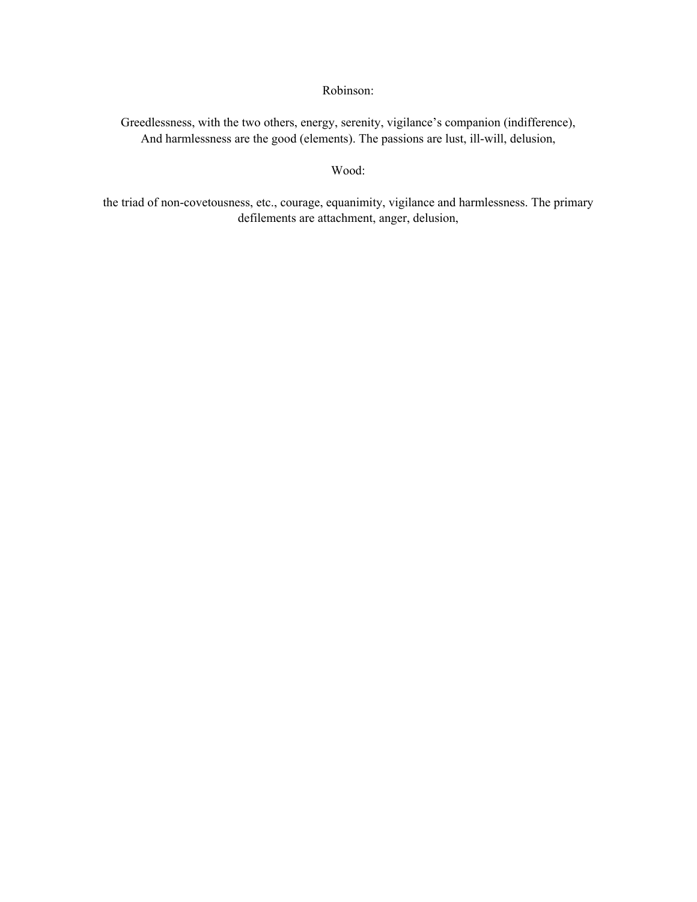Robinson:

Greedlessness, with the two others, energy, serenity, vigilance's companion (indifference),
And harmlessness are the good (elements). The passions are lust, ill-will, delusion,

Wood:

the triad of non-covetousness, etc., courage, equanimity, vigilance and harmlessness. The primary defilements are attachment, anger, delusion,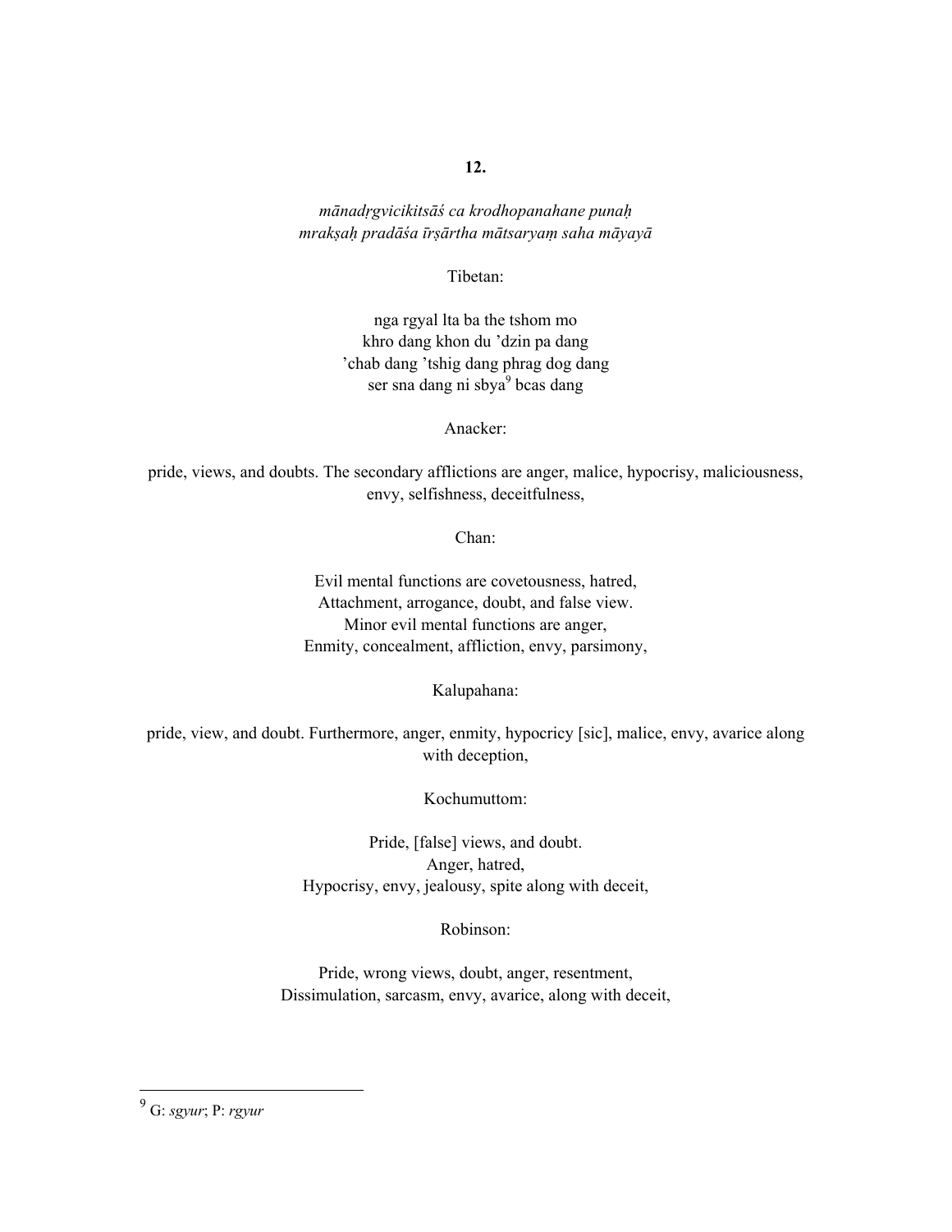**12.**

*mānadṛgvicikitsāś ca krodhopanahane punaḥ*
*mrakṣaḥ pradāśa īrṣārtha mātsaryaṃ saha māyayā*

Tibetan:

nga rgyal lta ba the tshom mo
khro dang khon du 'dzin pa dang
'chab dang 'tshig dang phrag dog dang
ser sna dang ni sbya[9] bcas dang

Anacker:

pride, views, and doubts. The secondary afflictions are anger, malice, hypocrisy, maliciousness, envy, selfishness, deceitfulness,

Chan:

Evil mental functions are covetousness, hatred,
Attachment, arrogance, doubt, and false view.
Minor evil mental functions are anger,
Enmity, concealment, affliction, envy, parsimony,

Kalupahana:

pride, view, and doubt. Furthermore, anger, enmity, hypocricy [sic], malice, envy, avarice along with deception,

Kochumuttom:

Pride, [false] views, and doubt.
Anger, hatred,
Hypocrisy, envy, jealousy, spite along with deceit,

Robinson:

Pride, wrong views, doubt, anger, resentment,
Dissimulation, sarcasm, envy, avarice, along with deceit,

---

[9] G: *sgyur*; P: *rgyur*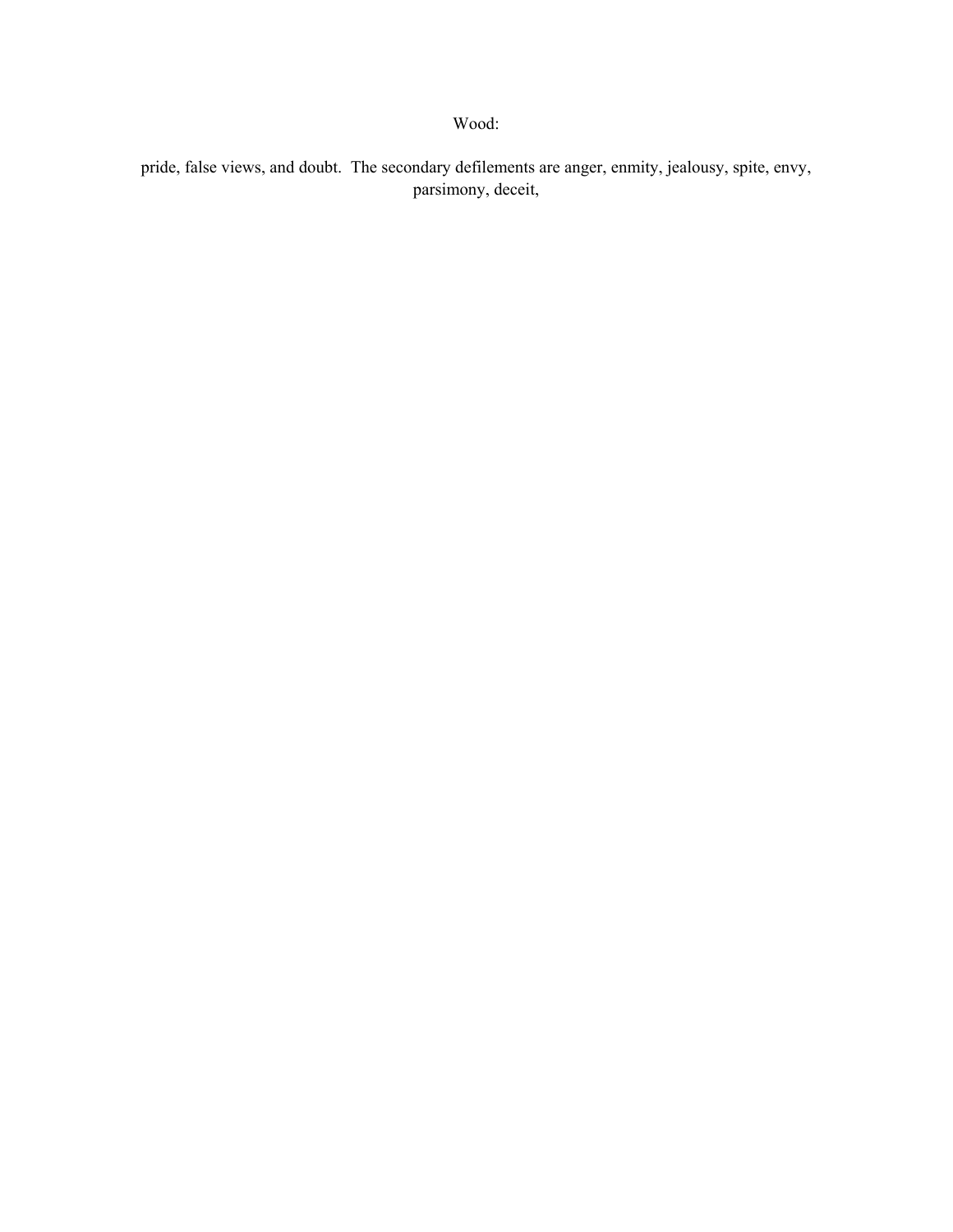Wood:

pride, false views, and doubt. The secondary defilements are anger, enmity, jealousy, spite, envy, parsimony, deceit,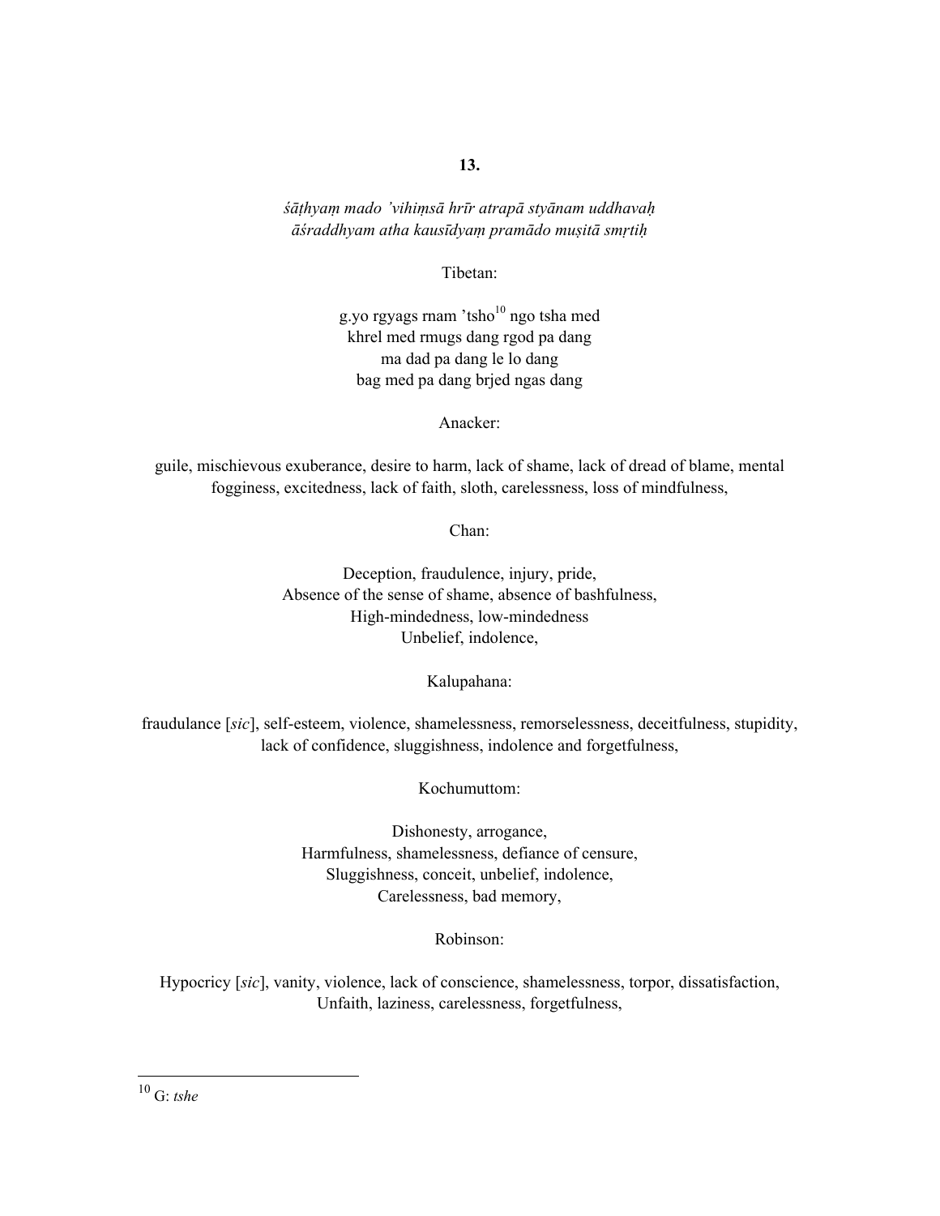**13.**

*śāṭhyaṃ mado 'vihiṃsā hrīr atrapā styānam uddhavaḥ*
*āśraddhyam atha kausīdyaṃ pramādo muṣitā smṛtiḥ*

Tibetan:

g.yo rgyags rnam 'tsho[10] ngo tsha med
khrel med rmugs dang rgod pa dang
ma dad pa dang le lo dang
bag med pa dang brjed ngas dang

Anacker:

guile, mischievous exuberance, desire to harm, lack of shame, lack of dread of blame, mental fogginess, excitedness, lack of faith, sloth, carelessness, loss of mindfulness,

Chan:

Deception, fraudulence, injury, pride,
Absence of the sense of shame, absence of bashfulness,
High-mindedness, low-mindedness
Unbelief, indolence,

Kalupahana:

fraudulance [*sic*], self-esteem, violence, shamelessness, remorselessness, deceitfulness, stupidity, lack of confidence, sluggishness, indolence and forgetfulness,

Kochumuttom:

Dishonesty, arrogance,
Harmfulness, shamelessness, defiance of censure,
Sluggishness, conceit, unbelief, indolence,
Carelessness, bad memory,

Robinson:

Hypocricy [*sic*], vanity, violence, lack of conscience, shamelessness, torpor, dissatisfaction,
Unfaith, laziness, carelessness, forgetfulness,

---

[10] G: *tshe*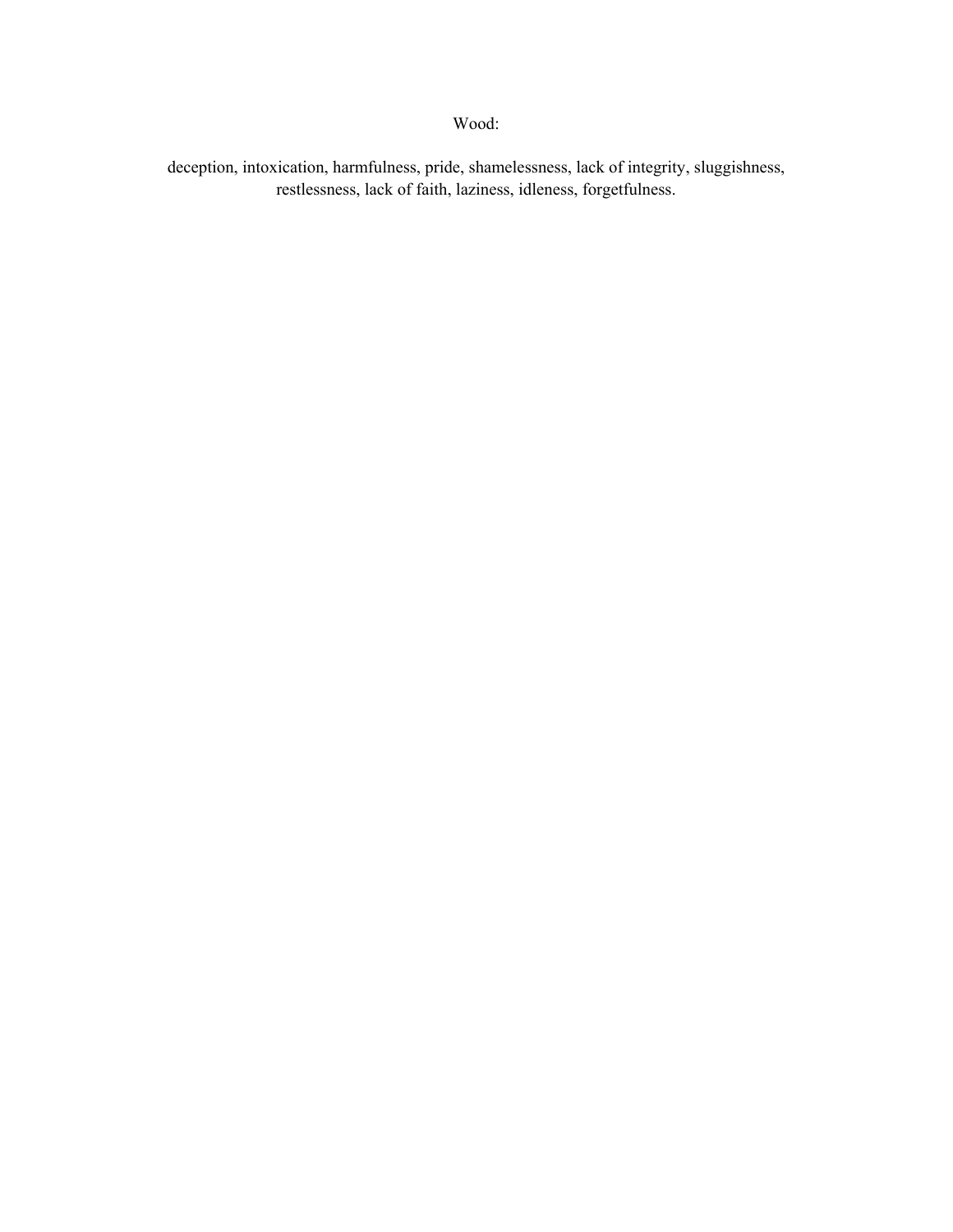Wood:

deception, intoxication, harmfulness, pride, shamelessness, lack of integrity, sluggishness, restlessness, lack of faith, laziness, idleness, forgetfulness.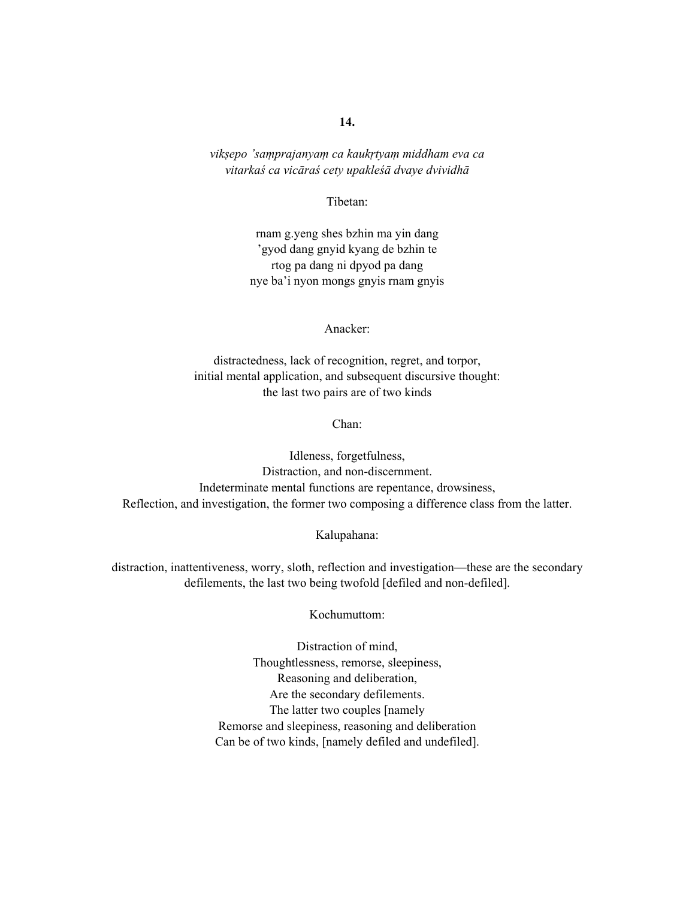**14.**

*vikṣepo 'saṃprajanyaṃ ca kaukṛtyaṃ middham eva ca*
*vitarkaś ca vicāraś cety upakleśā dvaye dvividhā*

Tibetan:

rnam g.yeng shes bzhin ma yin dang
'gyod dang gnyid kyang de bzhin te
rtog pa dang ni dpyod pa dang
nye ba'i nyon mongs gnyis rnam gnyis

Anacker:

distractedness, lack of recognition, regret, and torpor,
initial mental application, and subsequent discursive thought:
the last two pairs are of two kinds

Chan:

Idleness, forgetfulness,
Distraction, and non-discernment.
Indeterminate mental functions are repentance, drowsiness,
Reflection, and investigation, the former two composing a difference class from the latter.

Kalupahana:

distraction, inattentiveness, worry, sloth, reflection and investigation—these are the secondary defilements, the last two being twofold [defiled and non-defiled].

Kochumuttom:

Distraction of mind,
Thoughtlessness, remorse, sleepiness,
Reasoning and deliberation,
Are the secondary defilements.
The latter two couples [namely
Remorse and sleepiness, reasoning and deliberation
Can be of two kinds, [namely defiled and undefiled].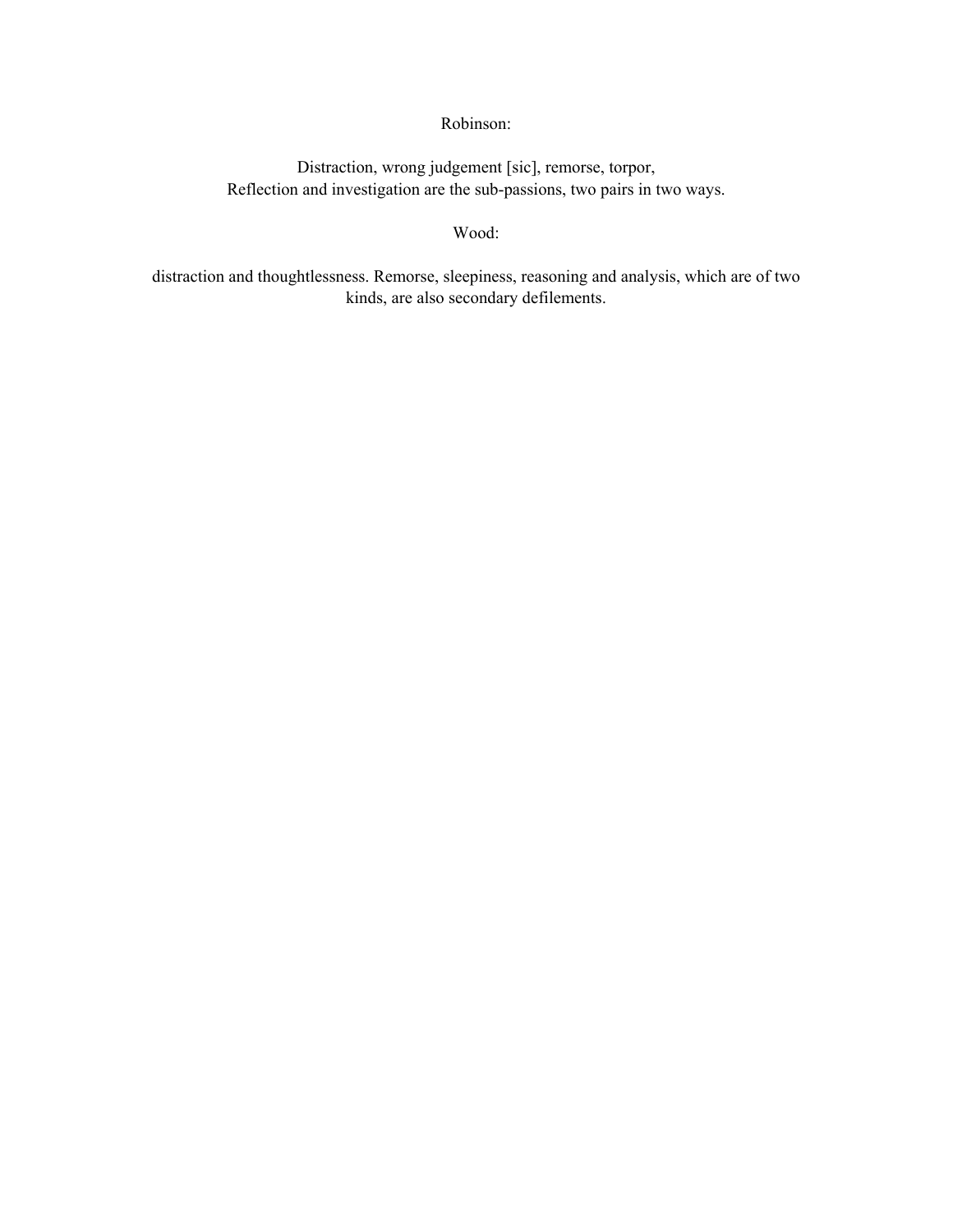Robinson:

Distraction, wrong judgement [sic], remorse, torpor,
Reflection and investigation are the sub-passions, two pairs in two ways.

Wood:

distraction and thoughtlessness. Remorse, sleepiness, reasoning and analysis, which are of two kinds, are also secondary defilements.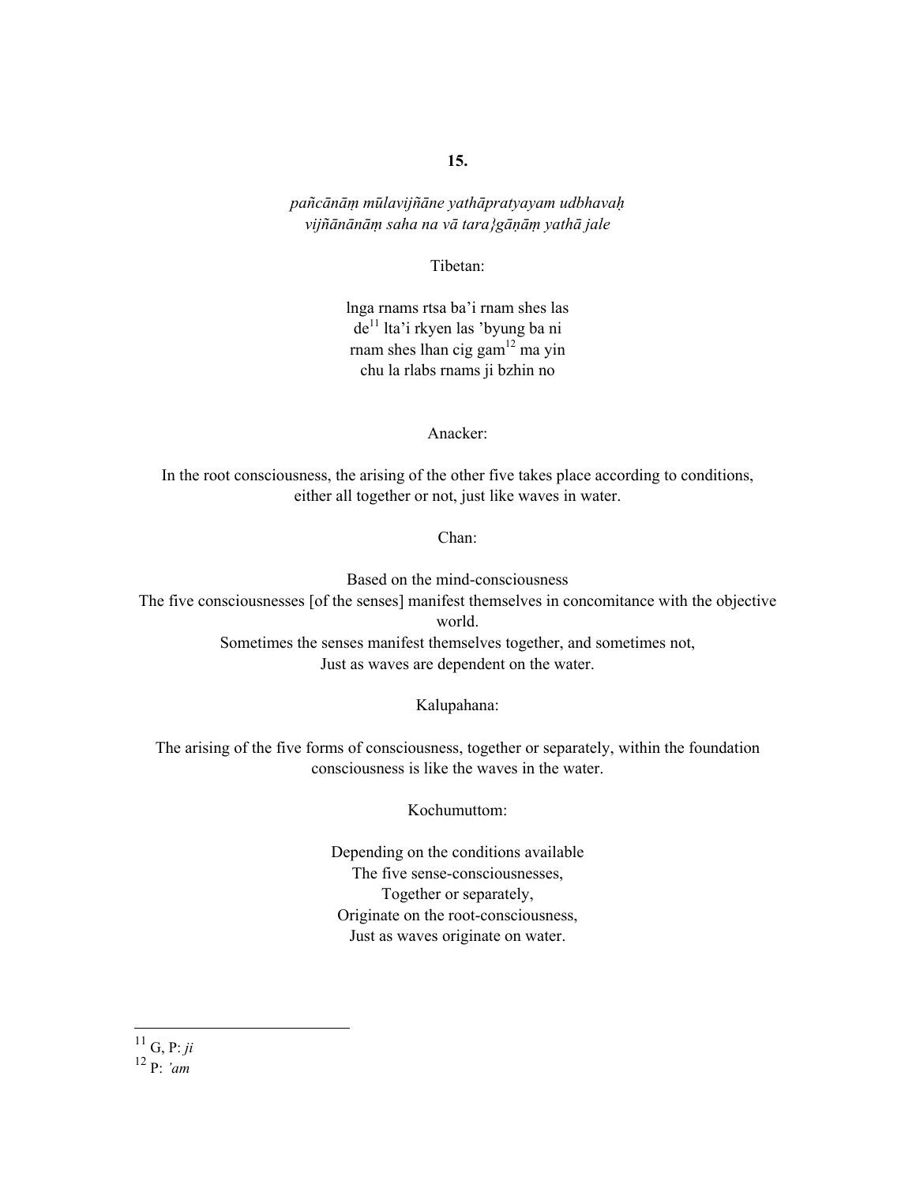**15.**

*pañcānāṃ mūlavijñāne yathāpratyayam udbhavaḥ*
*vijñānānāṃ saha na vā tara}gāṇāṃ yathā jale*

Tibetan:

lnga rnams rtsa ba'i rnam shes las
de[11] lta'i rkyen las 'byung ba ni
rnam shes lhan cig gam[12] ma yin
chu la rlabs rnams ji bzhin no

Anacker:

In the root consciousness, the arising of the other five takes place according to conditions, either all together or not, just like waves in water.

Chan:

Based on the mind-consciousness
The five consciousnesses [of the senses] manifest themselves in concomitance with the objective world.
Sometimes the senses manifest themselves together, and sometimes not,
Just as waves are dependent on the water.

Kalupahana:

The arising of the five forms of consciousness, together or separately, within the foundation consciousness is like the waves in the water.

Kochumuttom:

Depending on the conditions available
The five sense-consciousnesses,
Together or separately,
Originate on the root-consciousness,
Just as waves originate on water.

---

[11] G, P: *ji*
[12] P: *'am*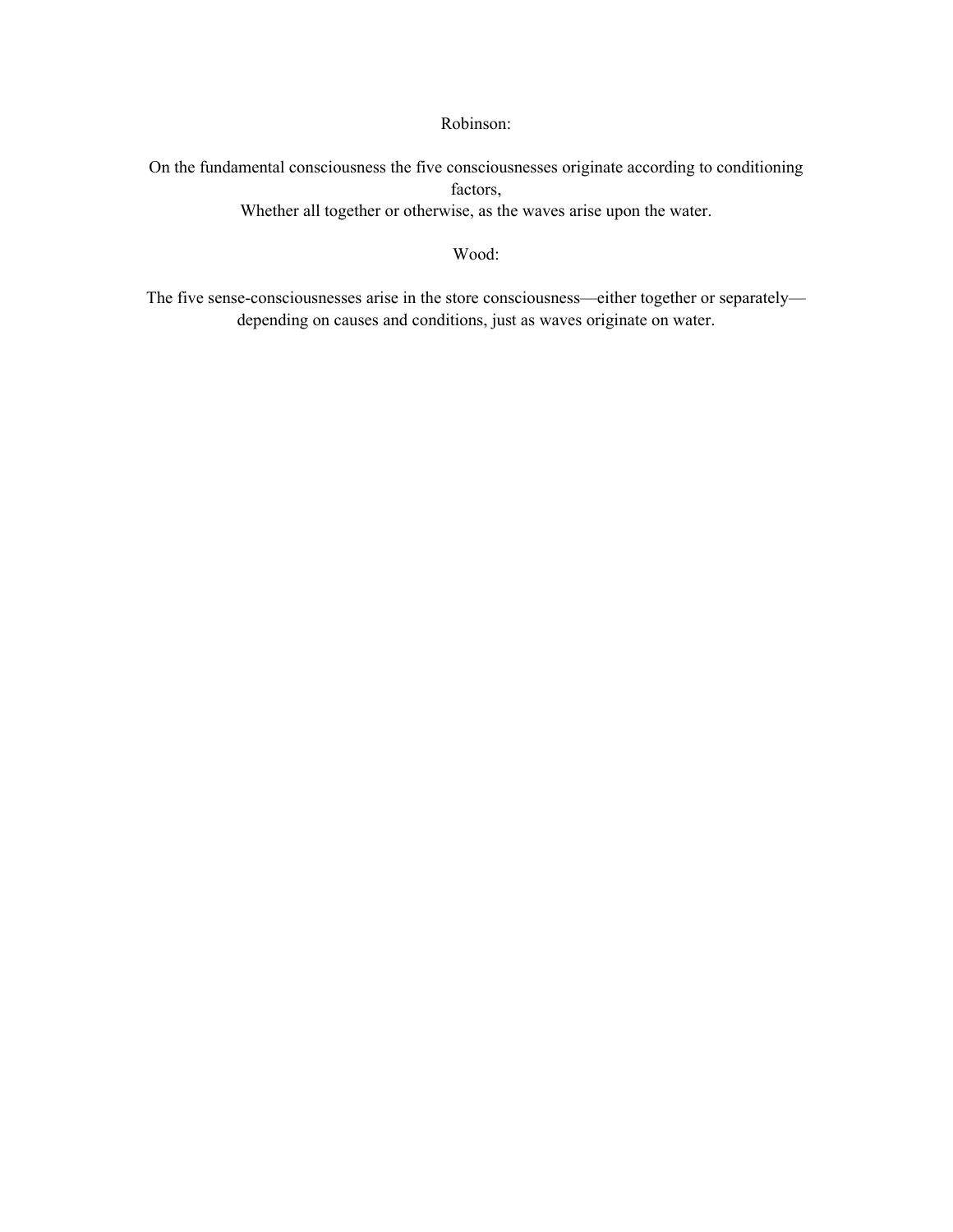Robinson:

On the fundamental consciousness the five consciousnesses originate according to conditioning factors,
Whether all together or otherwise, as the waves arise upon the water.

Wood:

The five sense-consciousnesses arise in the store consciousness—either together or separately—depending on causes and conditions, just as waves originate on water.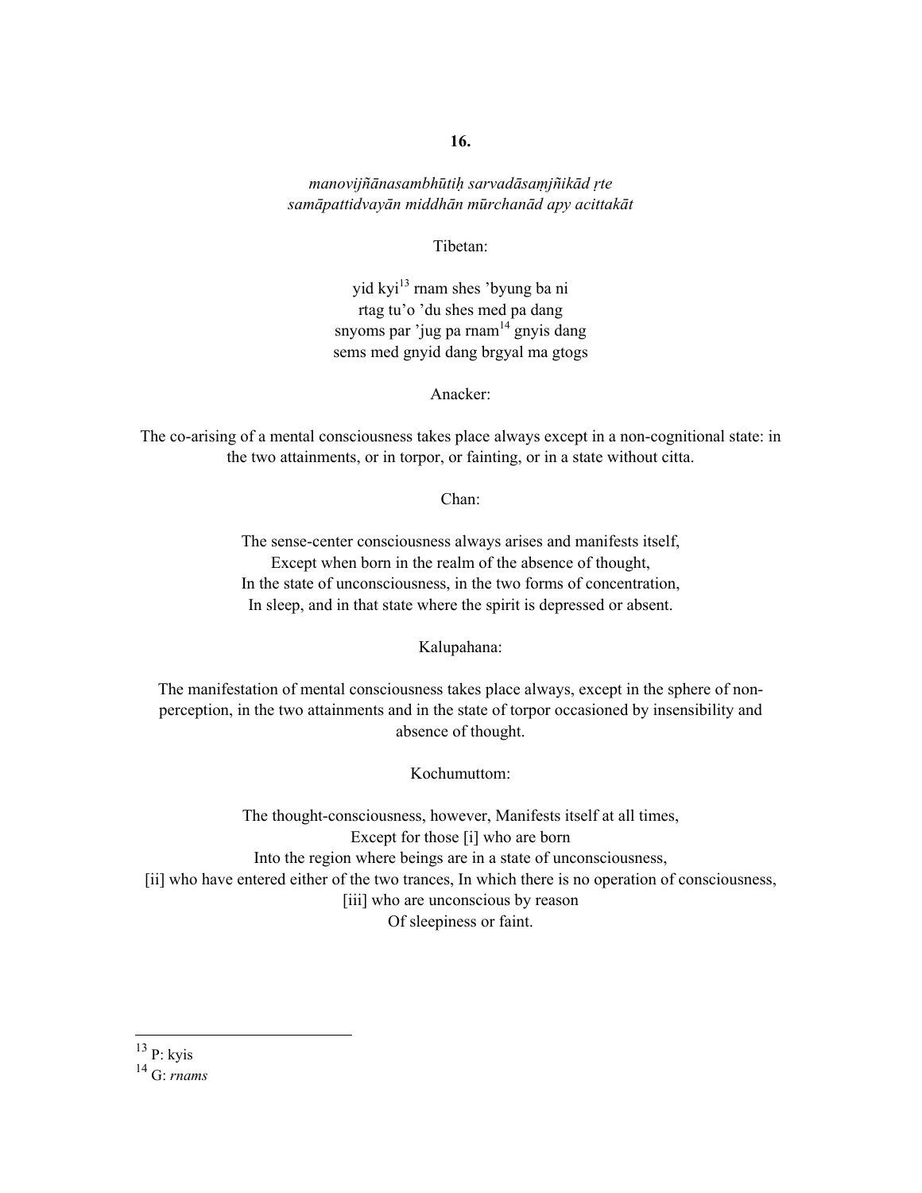**16.**

*manovijñānasambhūtiḥ sarvadāsaṃjñikād ṛte*
*samāpattidvayān middhān mūrchanād apy acittakāt*

Tibetan:

yid kyi[13] rnam shes 'byung ba ni
rtag tu'o 'du shes med pa dang
snyoms par 'jug pa rnam[14] gnyis dang
sems med gnyid dang brgyal ma gtogs

Anacker:

The co-arising of a mental consciousness takes place always except in a non-cognitional state: in the two attainments, or in torpor, or fainting, or in a state without citta.

Chan:

The sense-center consciousness always arises and manifests itself,
Except when born in the realm of the absence of thought,
In the state of unconsciousness, in the two forms of concentration,
In sleep, and in that state where the spirit is depressed or absent.

Kalupahana:

The manifestation of mental consciousness takes place always, except in the sphere of non-perception, in the two attainments and in the state of torpor occasioned by insensibility and absence of thought.

Kochumuttom:

The thought-consciousness, however, Manifests itself at all times,
Except for those [i] who are born
Into the region where beings are in a state of unconsciousness,
[ii] who have entered either of the two trances, In which there is no operation of consciousness,
[iii] who are unconscious by reason
Of sleepiness or faint.

---

[13] P: kyis

[14] G: *rnams*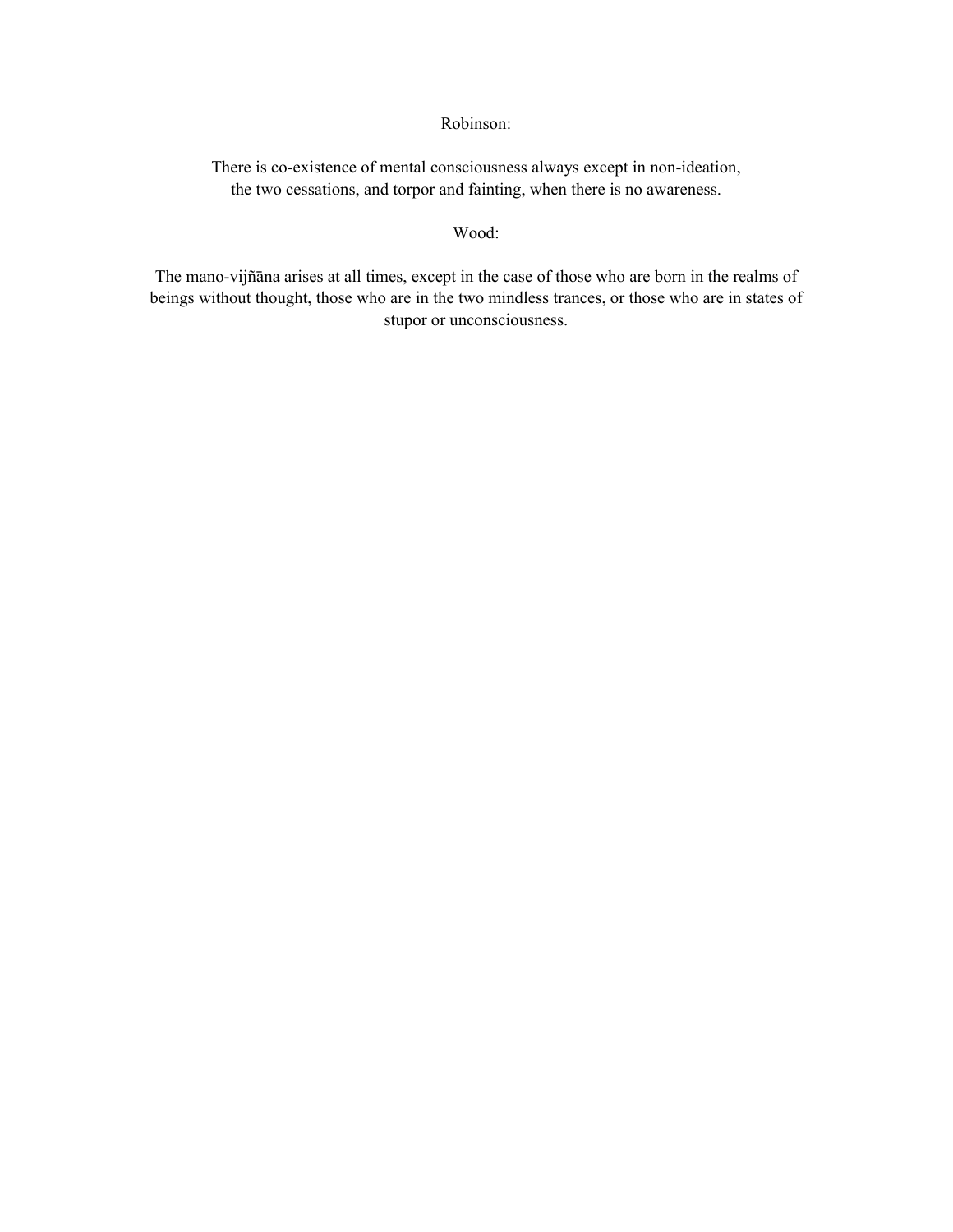Robinson:

There is co-existence of mental consciousness always except in non-ideation,
the two cessations, and torpor and fainting, when there is no awareness.

Wood:

The mano-vijñāna arises at all times, except in the case of those who are born in the realms of beings without thought, those who are in the two mindless trances, or those who are in states of stupor or unconsciousness.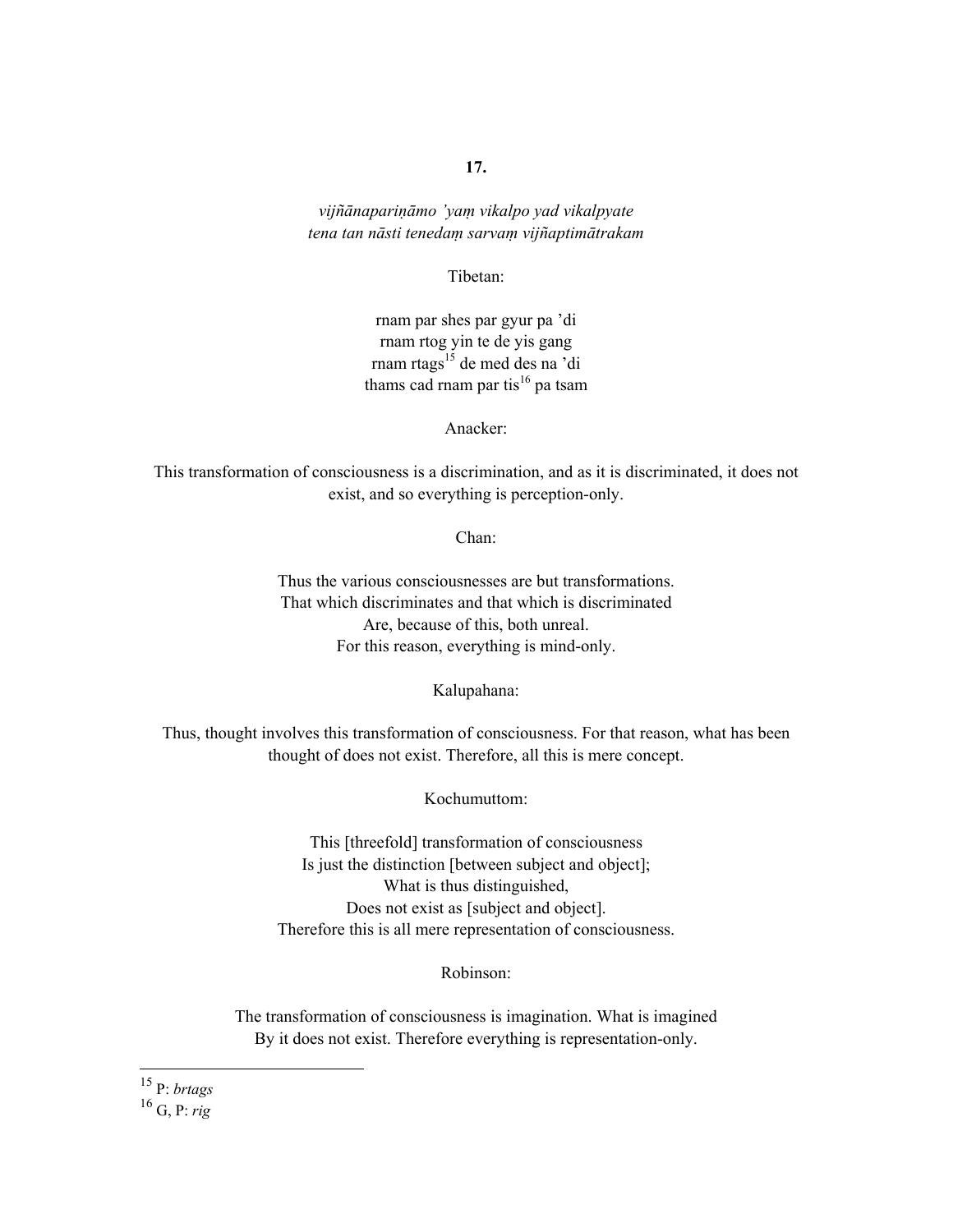**17.**

*vijñānapariṇāmo 'yaṃ vikalpo yad vikalpyate*
*tena tan nāsti tenedaṃ sarvaṃ vijñaptimātrakam*

Tibetan:

rnam par shes par gyur pa 'di
rnam rtog yin te de yis gang
rnam rtags[15] de med des na 'di
thams cad rnam par tis[16] pa tsam

Anacker:

This transformation of consciousness is a discrimination, and as it is discriminated, it does not exist, and so everything is perception-only.

Chan:

Thus the various consciousnesses are but transformations.
That which discriminates and that which is discriminated
Are, because of this, both unreal.
For this reason, everything is mind-only.

Kalupahana:

Thus, thought involves this transformation of consciousness. For that reason, what has been thought of does not exist. Therefore, all this is mere concept.

Kochumuttom:

This [threefold] transformation of consciousness
Is just the distinction [between subject and object];
What is thus distinguished,
Does not exist as [subject and object].
Therefore this is all mere representation of consciousness.

Robinson:

The transformation of consciousness is imagination. What is imagined
By it does not exist. Therefore everything is representation-only.

---

[15] P: *brtags*

[16] G, P: *rig*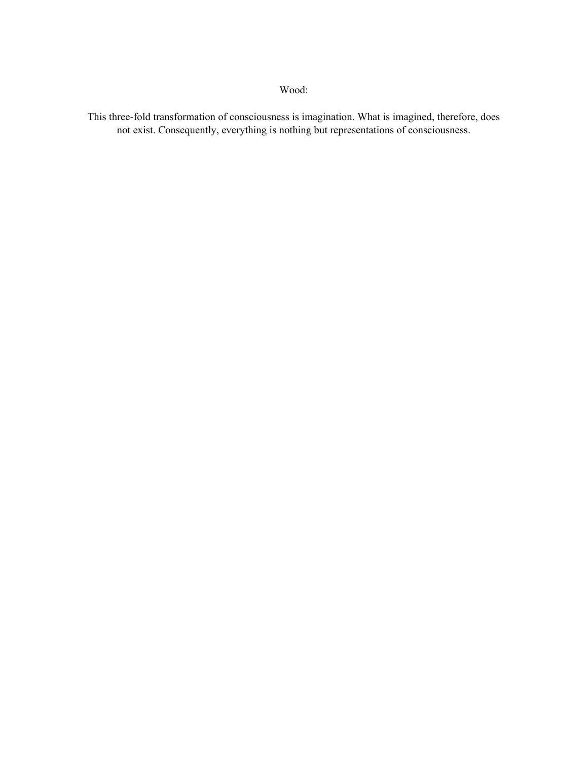Wood:

This three-fold transformation of consciousness is imagination. What is imagined, therefore, does not exist. Consequently, everything is nothing but representations of consciousness.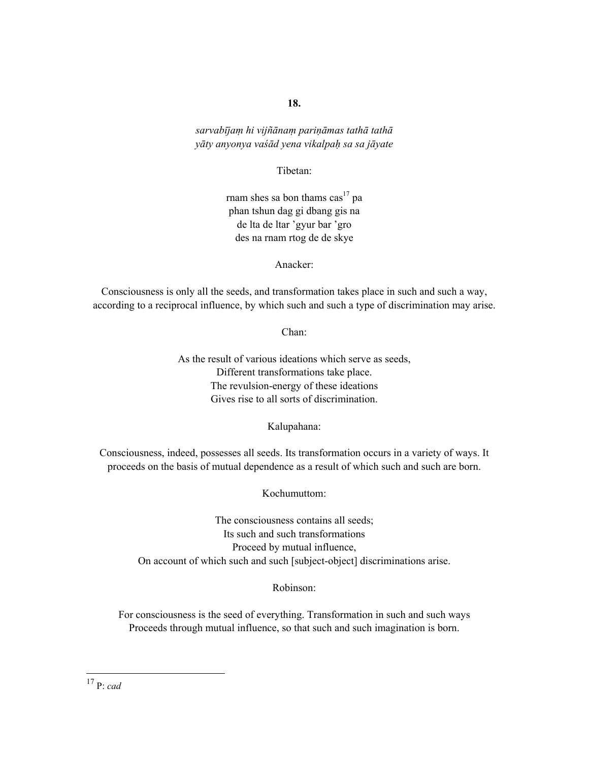**18.**

*sarvabījaṃ hi vijñānaṃ pariṇāmas tathā tathā*
*yāty anyonya vaśād yena vikalpaḥ sa sa jāyate*

Tibetan:

rnam shes sa bon thams cas[17] pa
phan tshun dag gi dbang gis na
de lta de ltar 'gyur bar 'gro
des na rnam rtog de de skye

Anacker:

Consciousness is only all the seeds, and transformation takes place in such and such a way, according to a reciprocal influence, by which such and such a type of discrimination may arise.

Chan:

As the result of various ideations which serve as seeds,
Different transformations take place.
The revulsion-energy of these ideations
Gives rise to all sorts of discrimination.

Kalupahana:

Consciousness, indeed, possesses all seeds. Its transformation occurs in a variety of ways. It proceeds on the basis of mutual dependence as a result of which such and such are born.

Kochumuttom:

The consciousness contains all seeds;
Its such and such transformations
Proceed by mutual influence,
On account of which such and such [subject-object] discriminations arise.

Robinson:

For consciousness is the seed of everything. Transformation in such and such ways
Proceeds through mutual influence, so that such and such imagination is born.

---

[17] P: *cad*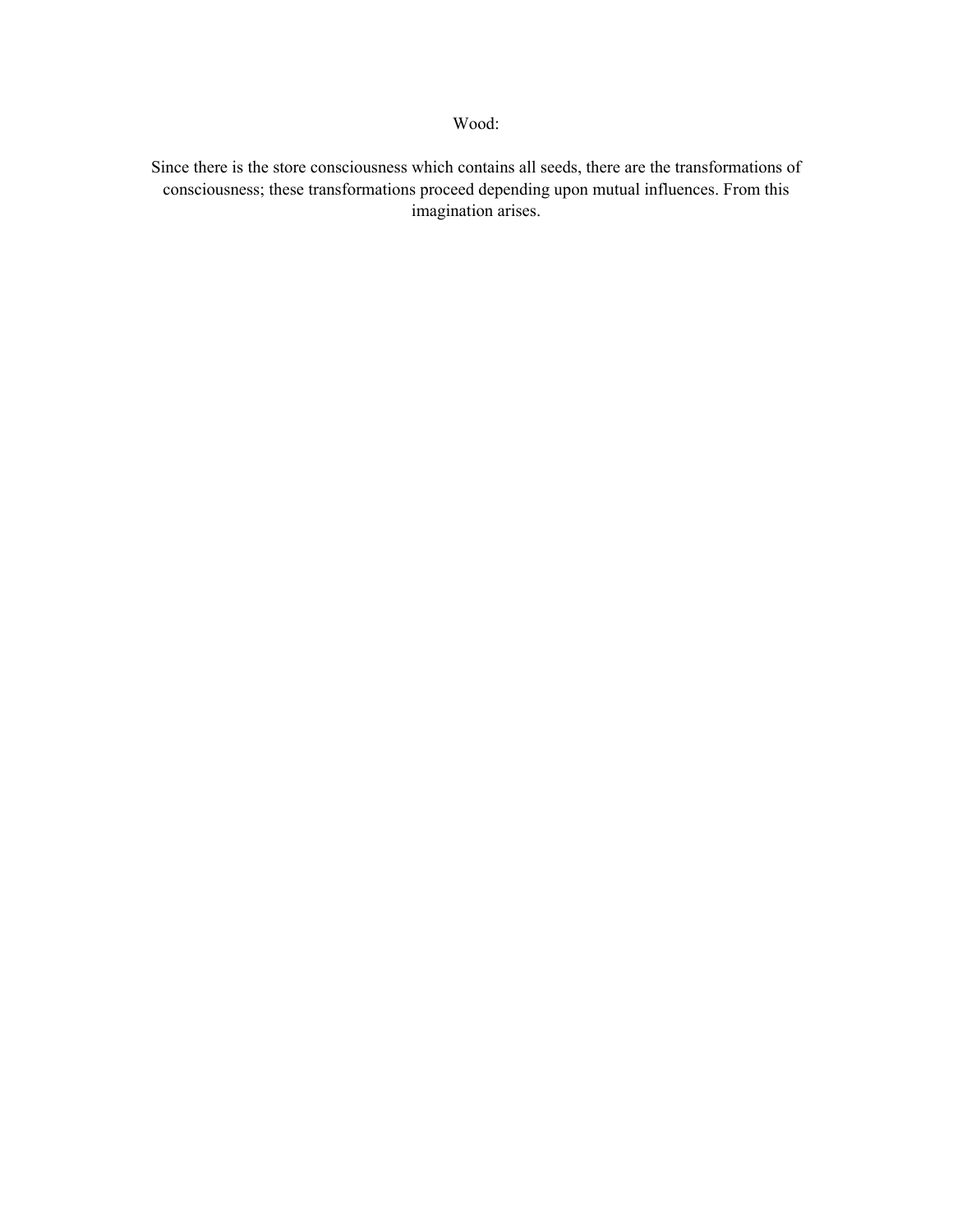Wood:

Since there is the store consciousness which contains all seeds, there are the transformations of consciousness; these transformations proceed depending upon mutual influences. From this imagination arises.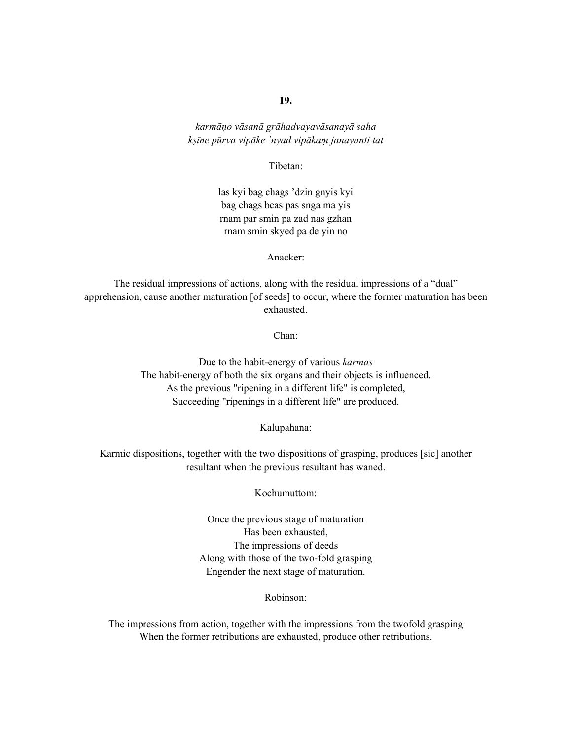**19.**

*karmāṇo vāsanā grāhadvayavāsanayā saha*
*kṣīne pūrva vipāke 'nyad vipākaṃ janayanti tat*

Tibetan:

las kyi bag chags 'dzin gnyis kyi
bag chags bcas pas snga ma yis
rnam par smin pa zad nas gzhan
rnam smin skyed pa de yin no

Anacker:

The residual impressions of actions, along with the residual impressions of a "dual" apprehension, cause another maturation [of seeds] to occur, where the former maturation has been exhausted.

Chan:

Due to the habit-energy of various *karmas*
The habit-energy of both the six organs and their objects is influenced.
As the previous "ripening in a different life" is completed,
Succeeding "ripenings in a different life" are produced.

Kalupahana:

Karmic dispositions, together with the two dispositions of grasping, produces [sic] another resultant when the previous resultant has waned.

Kochumuttom:

Once the previous stage of maturation
Has been exhausted,
The impressions of deeds
Along with those of the two-fold grasping
Engender the next stage of maturation.

Robinson:

The impressions from action, together with the impressions from the twofold grasping
When the former retributions are exhausted, produce other retributions.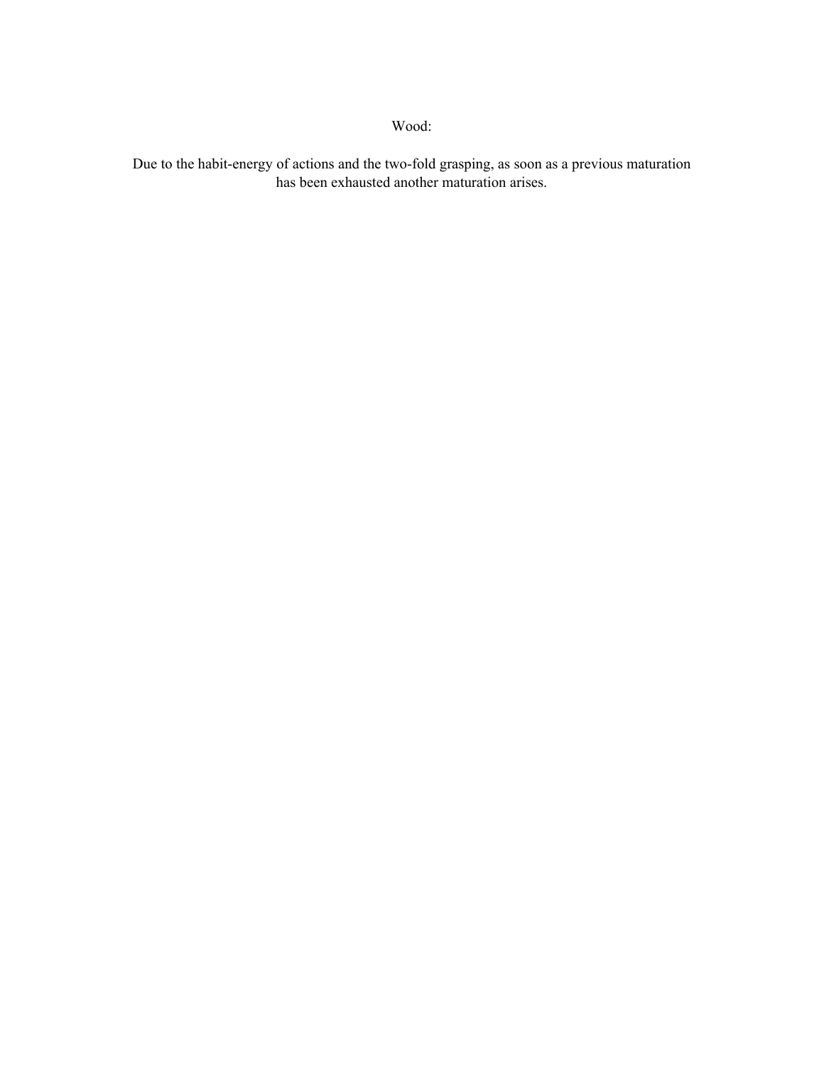Wood:

Due to the habit-energy of actions and the two-fold grasping, as soon as a previous maturation has been exhausted another maturation arises.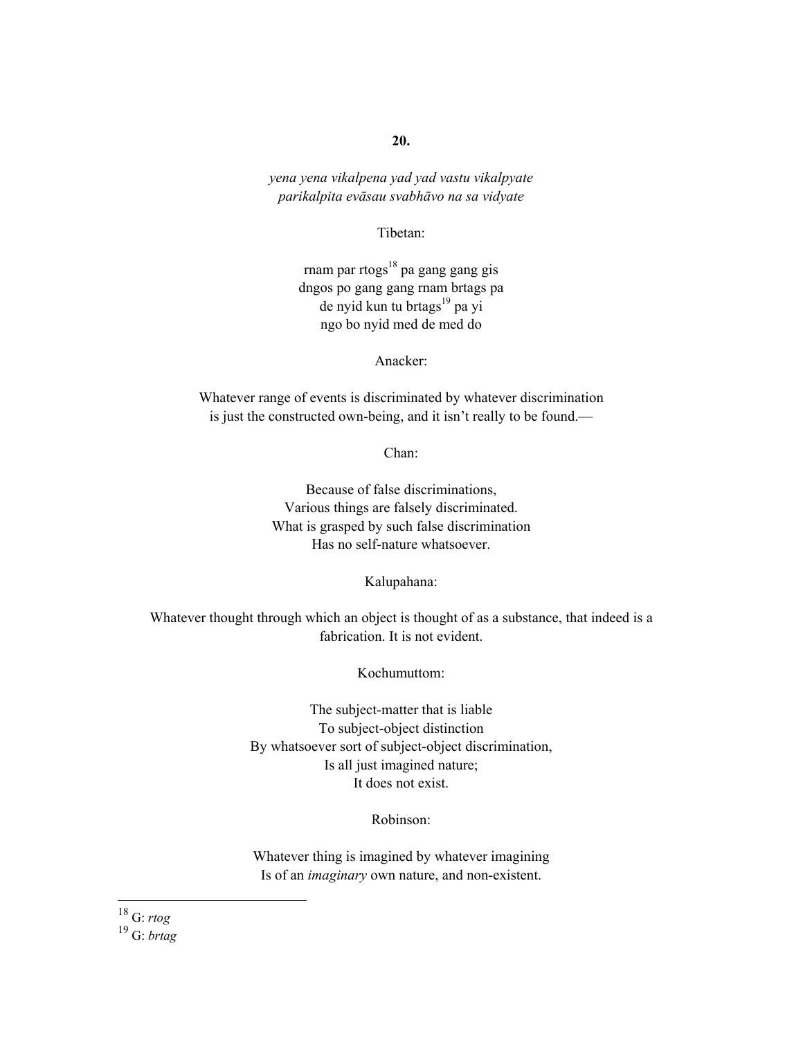**20.**

*yena yena vikalpena yad yad vastu vikalpyate*
*parikalpita evāsau svabhāvo na sa vidyate*

Tibetan:

rnam par rtogs[18] pa gang gang gis
dngos po gang gang rnam brtags pa
de nyid kun tu brtags[19] pa yi
ngo bo nyid med de med do

Anacker:

Whatever range of events is discriminated by whatever discrimination
is just the constructed own-being, and it isn't really to be found.—

Chan:

Because of false discriminations,
Various things are falsely discriminated.
What is grasped by such false discrimination
Has no self-nature whatsoever.

Kalupahana:

Whatever thought through which an object is thought of as a substance, that indeed is a fabrication. It is not evident.

Kochumuttom:

The subject-matter that is liable
To subject-object distinction
By whatsoever sort of subject-object discrimination,
Is all just imagined nature;
It does not exist.

Robinson:

Whatever thing is imagined by whatever imagining
Is of an *imaginary* own nature, and non-existent.

---

[18] G: *rtog*
[19] G: *brtag*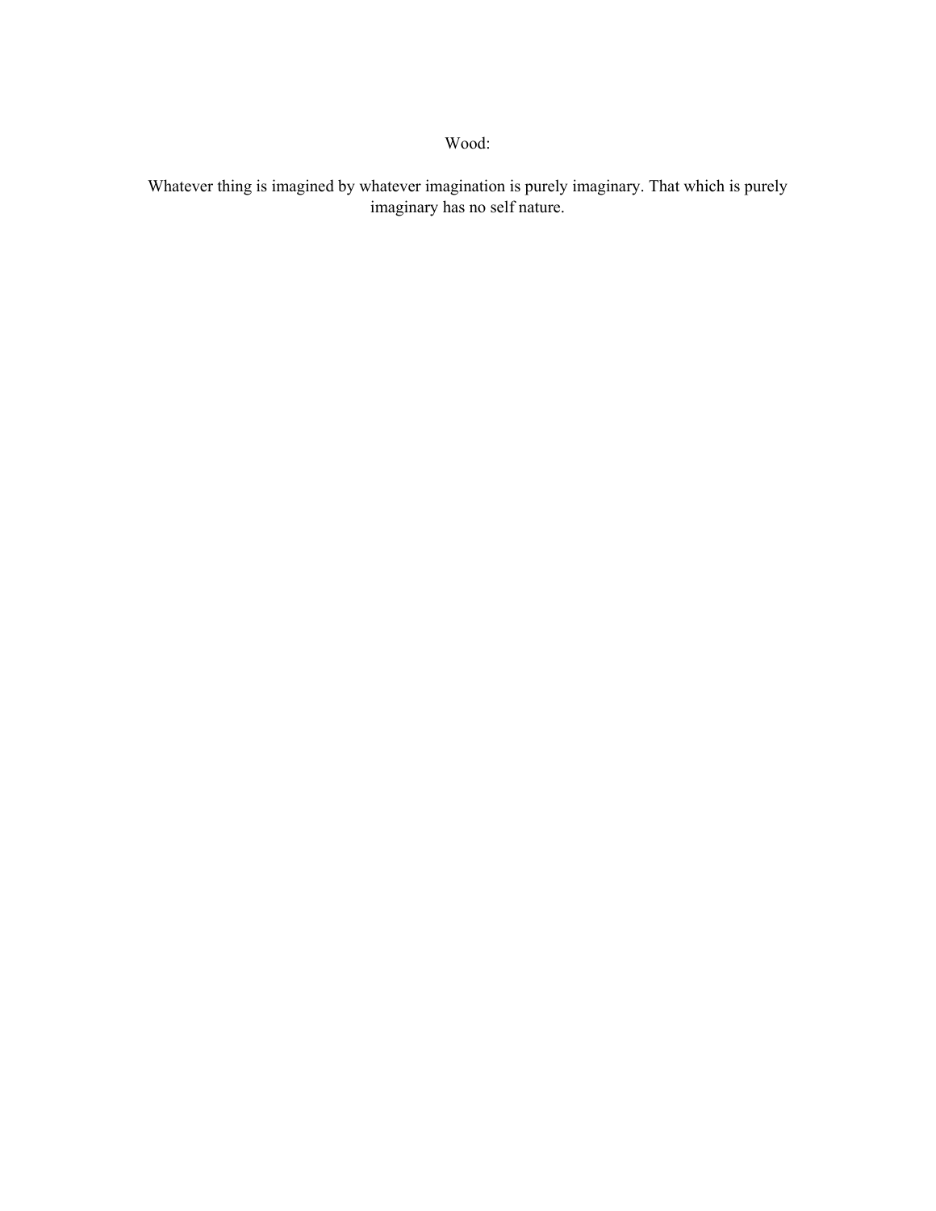Wood:

Whatever thing is imagined by whatever imagination is purely imaginary. That which is purely imaginary has no self nature.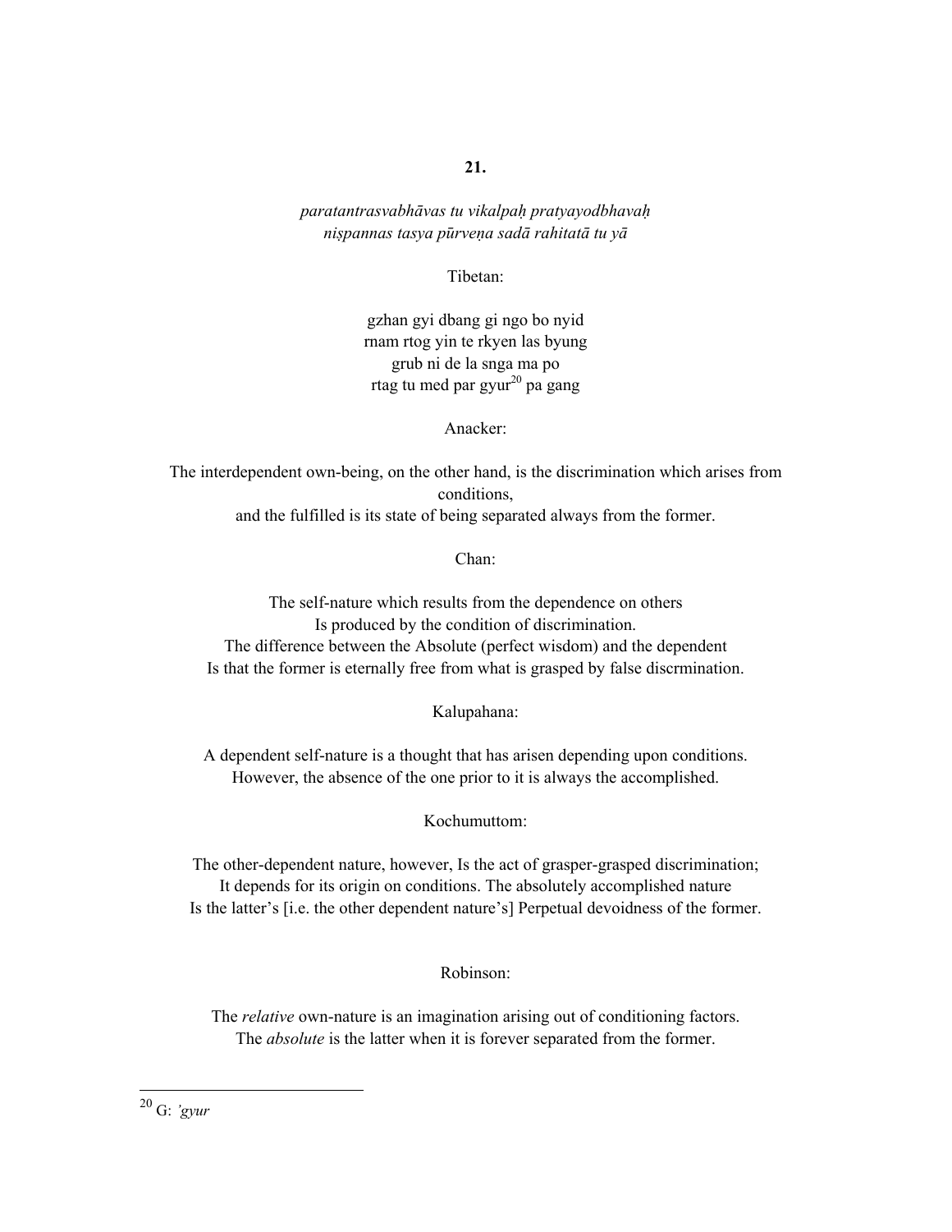**21.**

*paratantrasvabhāvas tu vikalpaḥ pratyayodbhavaḥ*
*niṣpannas tasya pūrveṇa sadā rahitatā tu yā*

Tibetan:

gzhan gyi dbang gi ngo bo nyid
rnam rtog yin te rkyen las byung
grub ni de la snga ma po
rtag tu med par gyur[20] pa gang

Anacker:

The interdependent own-being, on the other hand, is the discrimination which arises from conditions,
and the fulfilled is its state of being separated always from the former.

Chan:

The self-nature which results from the dependence on others
Is produced by the condition of discrimination.
The difference between the Absolute (perfect wisdom) and the dependent
Is that the former is eternally free from what is grasped by false discrmination.

Kalupahana:

A dependent self-nature is a thought that has arisen depending upon conditions.
However, the absence of the one prior to it is always the accomplished.

Kochumuttom:

The other-dependent nature, however, Is the act of grasper-grasped discrimination;
It depends for its origin on conditions. The absolutely accomplished nature
Is the latter's [i.e. the other dependent nature's] Perpetual devoidness of the former.

Robinson:

The *relative* own-nature is an imagination arising out of conditioning factors.
The *absolute* is the latter when it is forever separated from the former.

---

[20] G: *'gyur*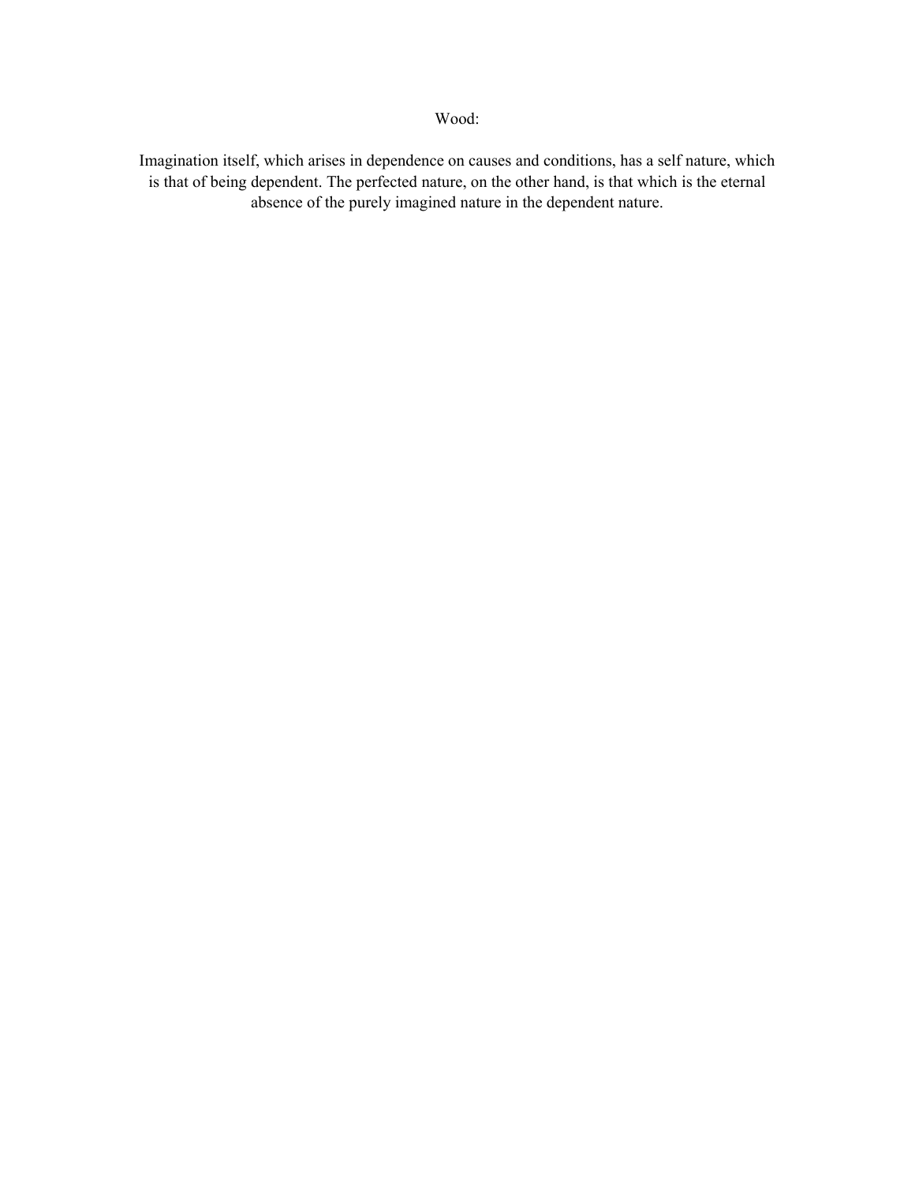Wood:

Imagination itself, which arises in dependence on causes and conditions, has a self nature, which is that of being dependent. The perfected nature, on the other hand, is that which is the eternal absence of the purely imagined nature in the dependent nature.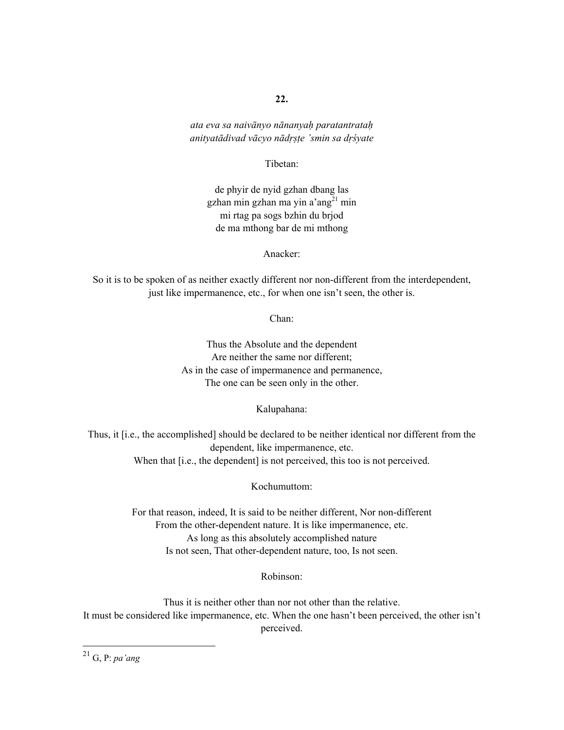**22.**

*ata eva sa naivānyo nānanyaḥ paratantrataḥ*
*anityatādivad vācyo nādṛṣṭe 'smin sa dṛśyate*

Tibetan:

de phyir de nyid gzhan dbang las
gzhan min gzhan ma yin a'ang[21] min
mi rtag pa sogs bzhin du brjod
de ma mthong bar de mi mthong

Anacker:

So it is to be spoken of as neither exactly different nor non-different from the interdependent, just like impermanence, etc., for when one isn't seen, the other is.

Chan:

Thus the Absolute and the dependent
Are neither the same nor different;
As in the case of impermanence and permanence,
The one can be seen only in the other.

Kalupahana:

Thus, it [i.e., the accomplished] should be declared to be neither identical nor different from the dependent, like impermanence, etc.
When that [i.e., the dependent] is not perceived, this too is not perceived.

Kochumuttom:

For that reason, indeed, It is said to be neither different, Nor non-different
From the other-dependent nature. It is like impermanence, etc.
As long as this absolutely accomplished nature
Is not seen, That other-dependent nature, too, Is not seen.

Robinson:

Thus it is neither other than nor not other than the relative.
It must be considered like impermanence, etc. When the one hasn't been perceived, the other isn't perceived.

---

[21] G, P: *pa'ang*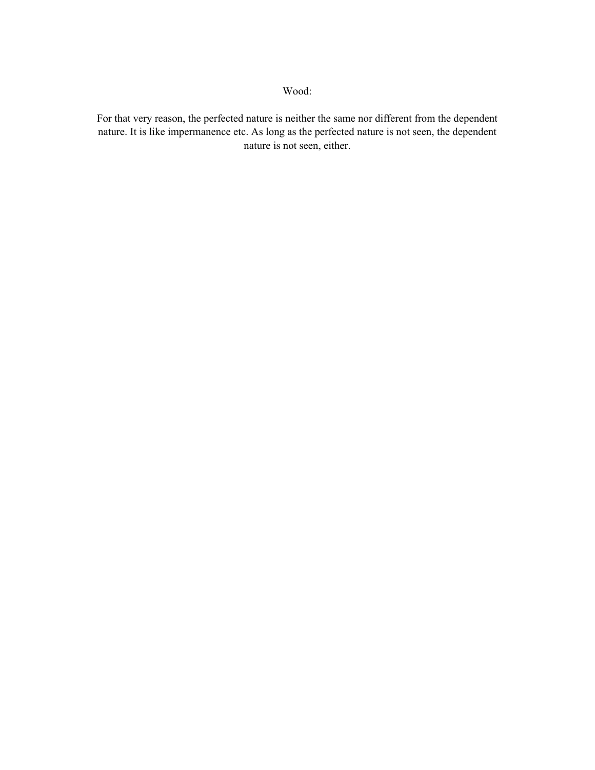Wood:

For that very reason, the perfected nature is neither the same nor different from the dependent nature. It is like impermanence etc. As long as the perfected nature is not seen, the dependent nature is not seen, either.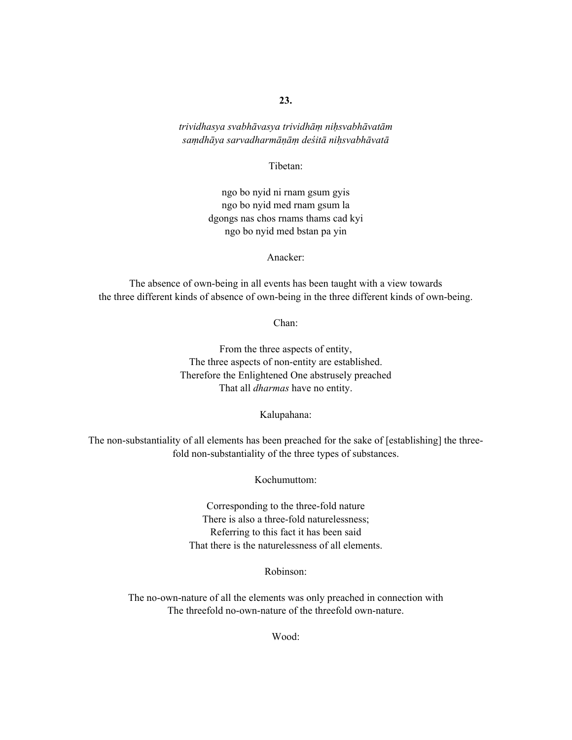**23.**

*trividhasya svabhāvasya trividhāṃ niḥsvabhāvatām*
*saṃdhāya sarvadharmāṇāṃ deśitā niḥsvabhāvatā*

Tibetan:

ngo bo nyid ni rnam gsum gyis
ngo bo nyid med rnam gsum la
dgongs nas chos rnams thams cad kyi
ngo bo nyid med bstan pa yin

Anacker:

The absence of own-being in all events has been taught with a view towards the three different kinds of absence of own-being in the three different kinds of own-being.

Chan:

From the three aspects of entity,
The three aspects of non-entity are established.
Therefore the Enlightened One abstrusely preached
That all *dharmas* have no entity.

Kalupahana:

The non-substantiality of all elements has been preached for the sake of [establishing] the three-fold non-substantiality of the three types of substances.

Kochumuttom:

Corresponding to the three-fold nature
There is also a three-fold naturelessness;
Referring to this fact it has been said
That there is the naturelessness of all elements.

Robinson:

The no-own-nature of all the elements was only preached in connection with
The threefold no-own-nature of the threefold own-nature.

Wood: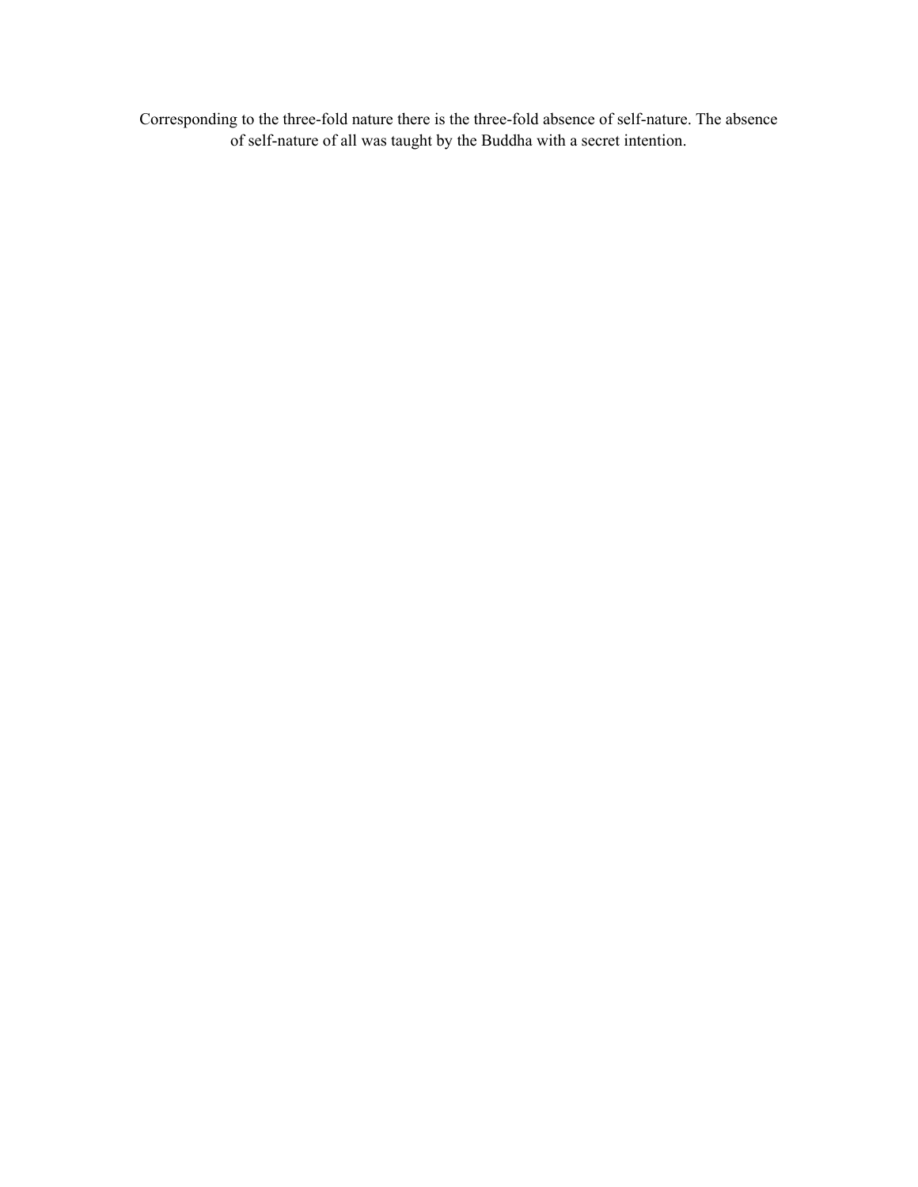Corresponding to the three-fold nature there is the three-fold absence of self-nature. The absence of self-nature of all was taught by the Buddha with a secret intention.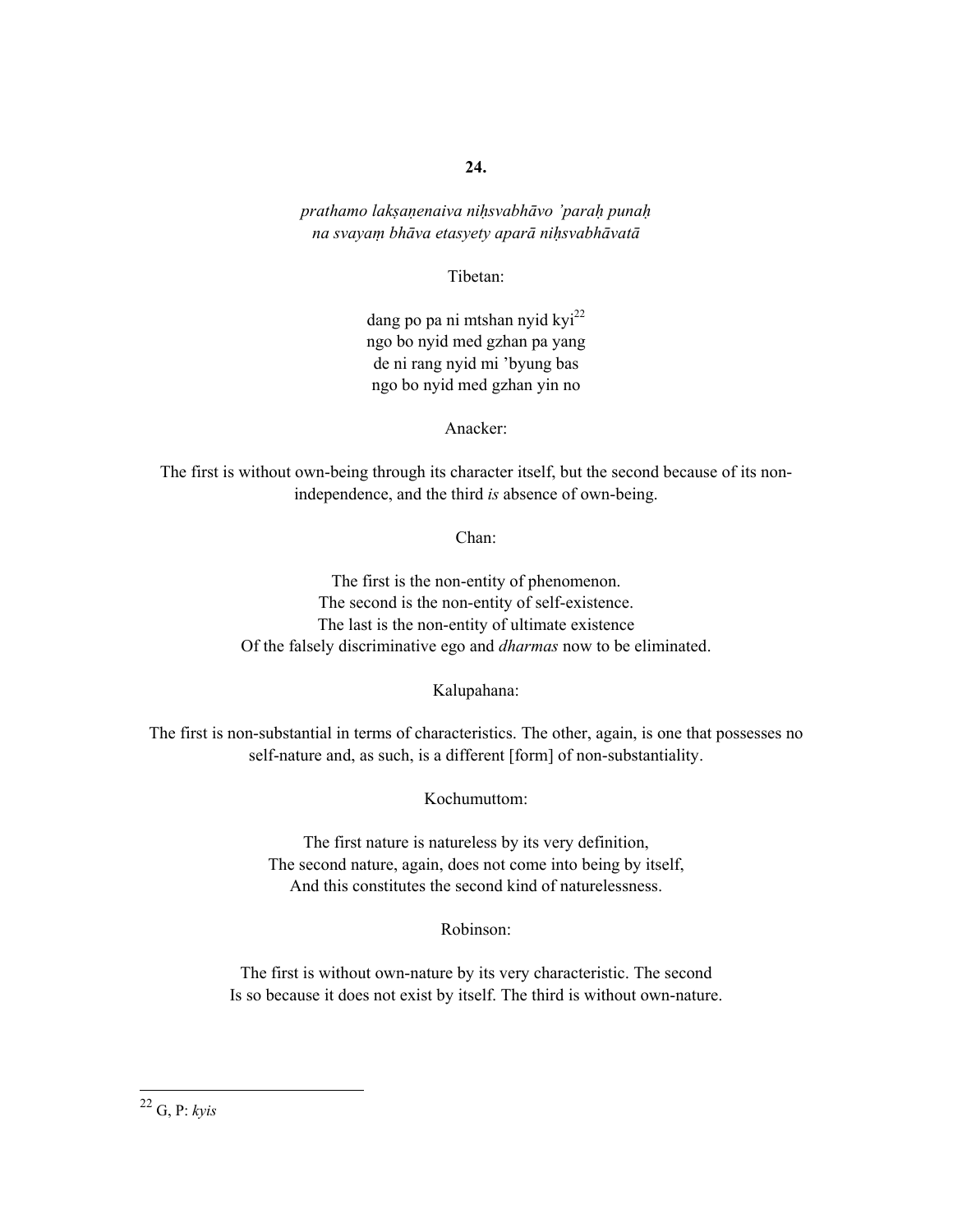**24.**

*prathamo lakṣaṇenaiva niḥsvabhāvo 'paraḥ punaḥ*
*na svayaṃ bhāva etasyety aparā niḥsvabhāvatā*

Tibetan:

dang po pa ni mtshan nyid kyi[22]
ngo bo nyid med gzhan pa yang
de ni rang nyid mi 'byung bas
ngo bo nyid med gzhan yin no

Anacker:

The first is without own-being through its character itself, but the second because of its non-independence, and the third *is* absence of own-being.

Chan:

The first is the non-entity of phenomenon.
The second is the non-entity of self-existence.
The last is the non-entity of ultimate existence
Of the falsely discriminative ego and *dharmas* now to be eliminated.

Kalupahana:

The first is non-substantial in terms of characteristics. The other, again, is one that possesses no self-nature and, as such, is a different [form] of non-substantiality.

Kochumuttom:

The first nature is natureless by its very definition,
The second nature, again, does not come into being by itself,
And this constitutes the second kind of naturelessness.

Robinson:

The first is without own-nature by its very characteristic. The second
Is so because it does not exist by itself. The third is without own-nature.

---

[22] G, P: *kyis*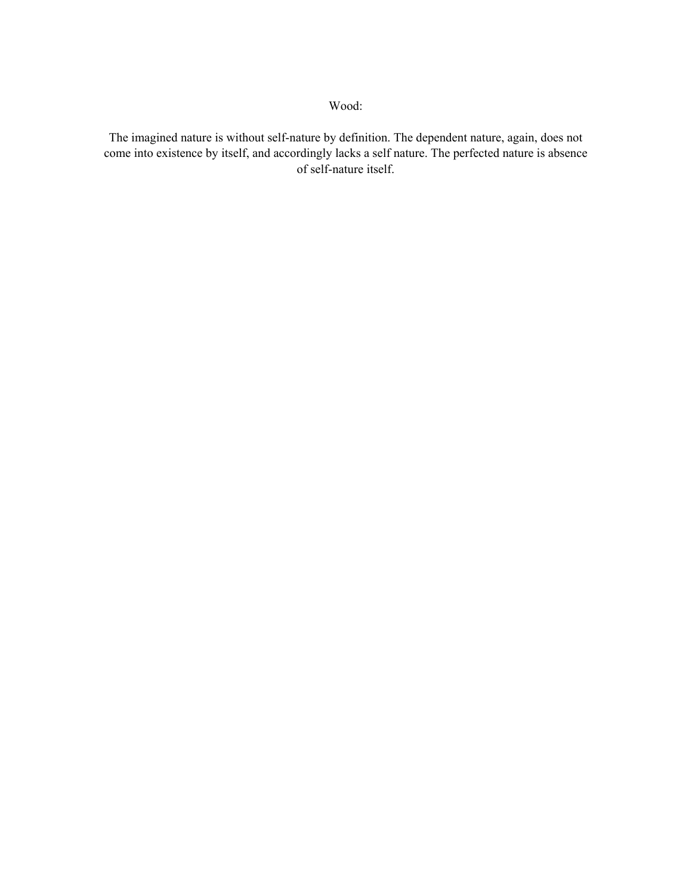Wood:

The imagined nature is without self-nature by definition. The dependent nature, again, does not come into existence by itself, and accordingly lacks a self nature. The perfected nature is absence of self-nature itself.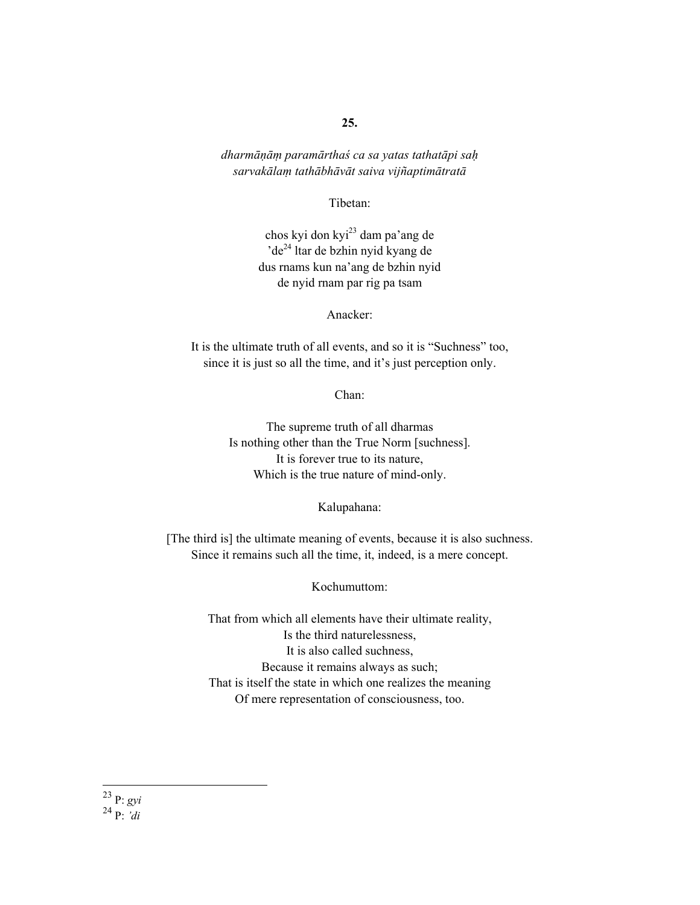**25.**

*dharmāṇāṃ paramārthaś ca sa yatas tathatāpi saḥ*
*sarvakālaṃ tathābhāvāt saiva vijñaptimātratā*

Tibetan:

chos kyi don kyi[23] dam pa'ang de
'de[24] ltar de bzhin nyid kyang de
dus rnams kun na'ang de bzhin nyid
de nyid rnam par rig pa tsam

Anacker:

It is the ultimate truth of all events, and so it is "Suchness" too,
since it is just so all the time, and it's just perception only.

Chan:

The supreme truth of all dharmas
Is nothing other than the True Norm [suchness].
It is forever true to its nature,
Which is the true nature of mind-only.

Kalupahana:

[The third is] the ultimate meaning of events, because it is also suchness.
Since it remains such all the time, it, indeed, is a mere concept.

Kochumuttom:

That from which all elements have their ultimate reality,
Is the third naturelessness,
It is also called suchness,
Because it remains always as such;
That is itself the state in which one realizes the meaning
Of mere representation of consciousness, too.

---

[23] P: *gyi*

[24] P: *'di*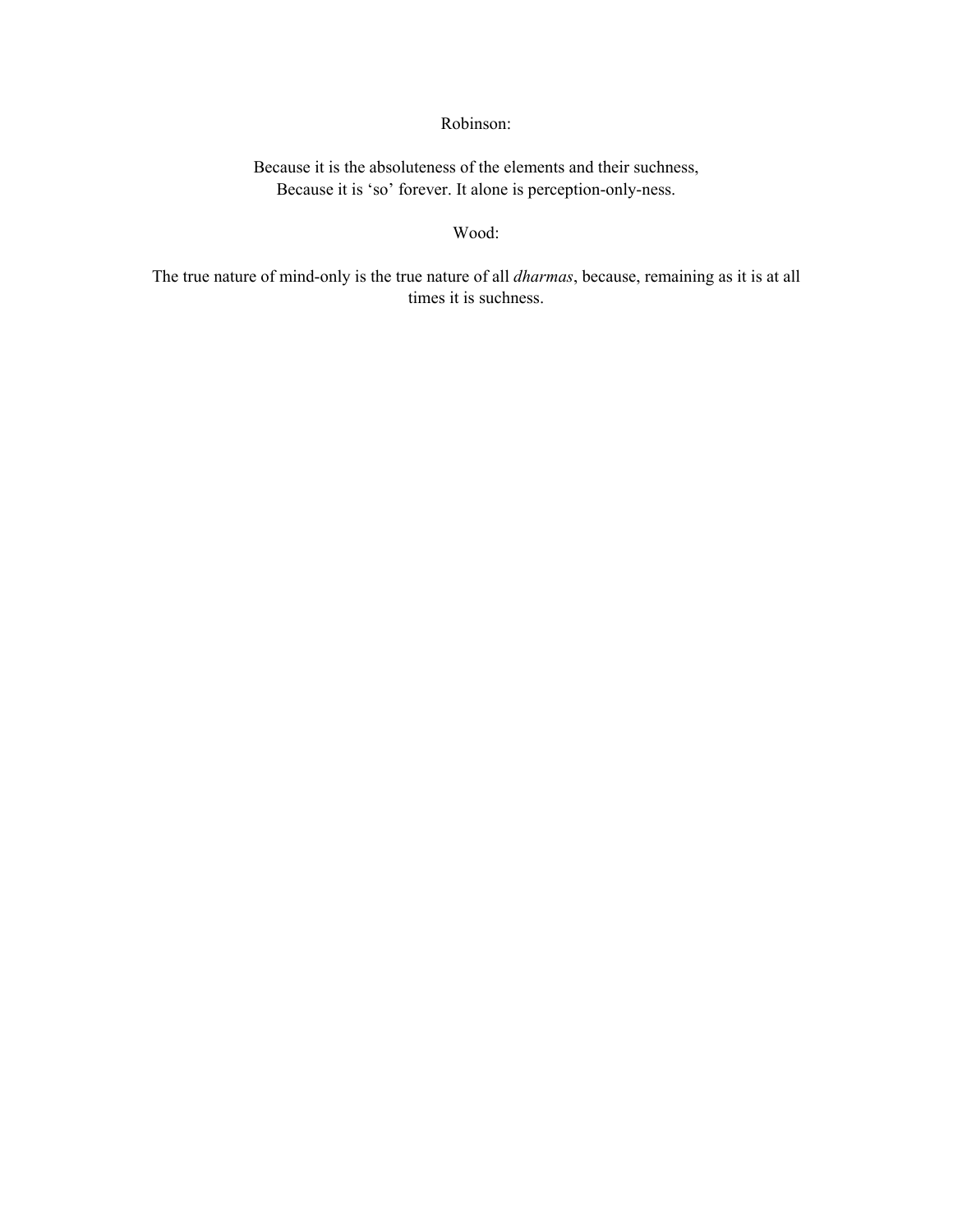Robinson:

Because it is the absoluteness of the elements and their suchness,
Because it is 'so' forever. It alone is perception-only-ness.

Wood:

The true nature of mind-only is the true nature of all *dharmas*, because, remaining as it is at all times it is suchness.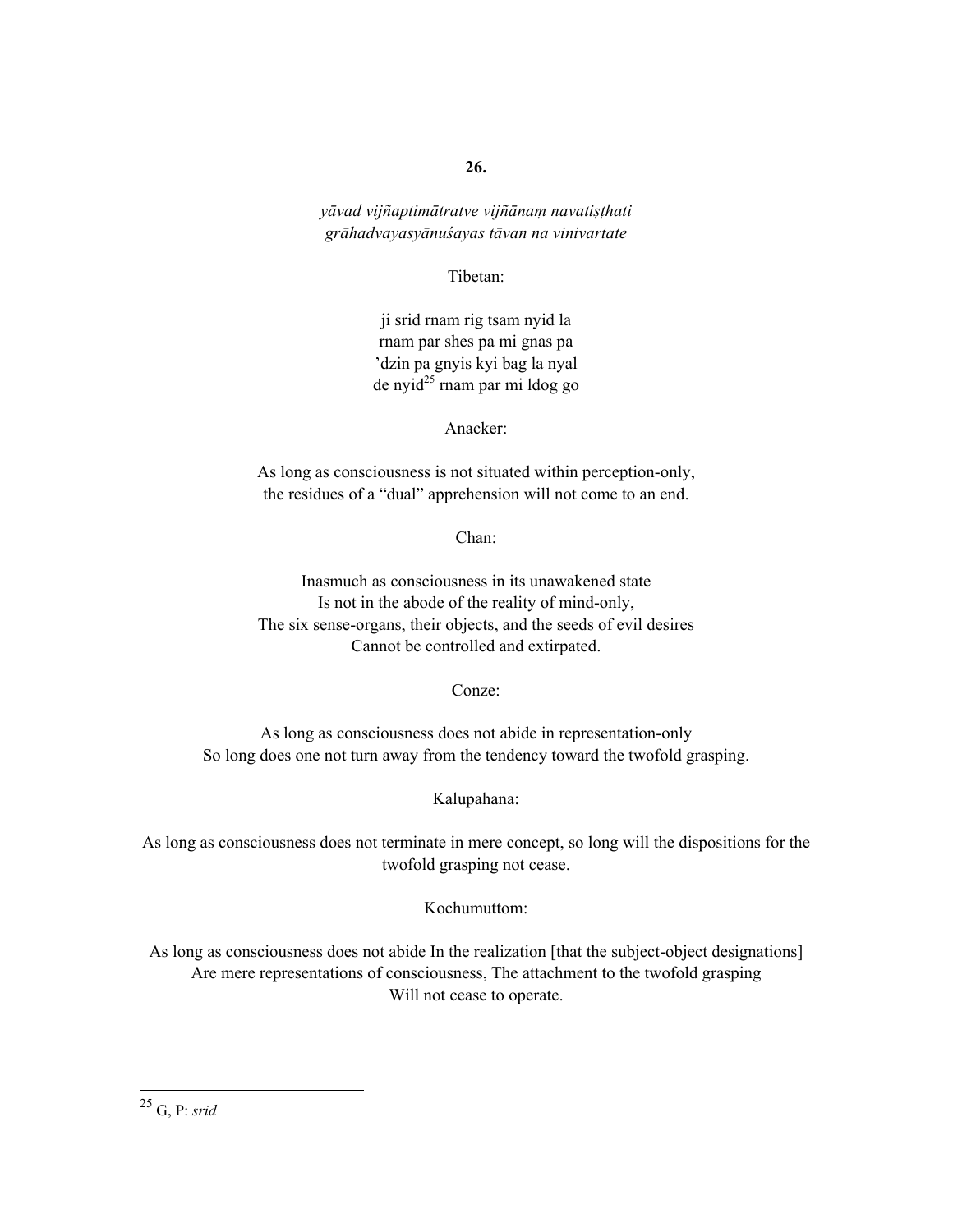**26.**

*yāvad vijñaptimātratve vijñānaṃ navatiṣṭhati*
*grāhadvayasyānuśayas tāvan na vinivartate*

Tibetan:

ji srid rnam rig tsam nyid la
rnam par shes pa mi gnas pa
'dzin pa gnyis kyi bag la nyal
de nyid[25] rnam par mi ldog go

Anacker:

As long as consciousness is not situated within perception-only,
the residues of a "dual" apprehension will not come to an end.

Chan:

Inasmuch as consciousness in its unawakened state
Is not in the abode of the reality of mind-only,
The six sense-organs, their objects, and the seeds of evil desires
Cannot be controlled and extirpated.

Conze:

As long as consciousness does not abide in representation-only
So long does one not turn away from the tendency toward the twofold grasping.

Kalupahana:

As long as consciousness does not terminate in mere concept, so long will the dispositions for the twofold grasping not cease.

Kochumuttom:

As long as consciousness does not abide In the realization [that the subject-object designations]
Are mere representations of consciousness, The attachment to the twofold grasping
Will not cease to operate.

---

[25] G, P: *srid*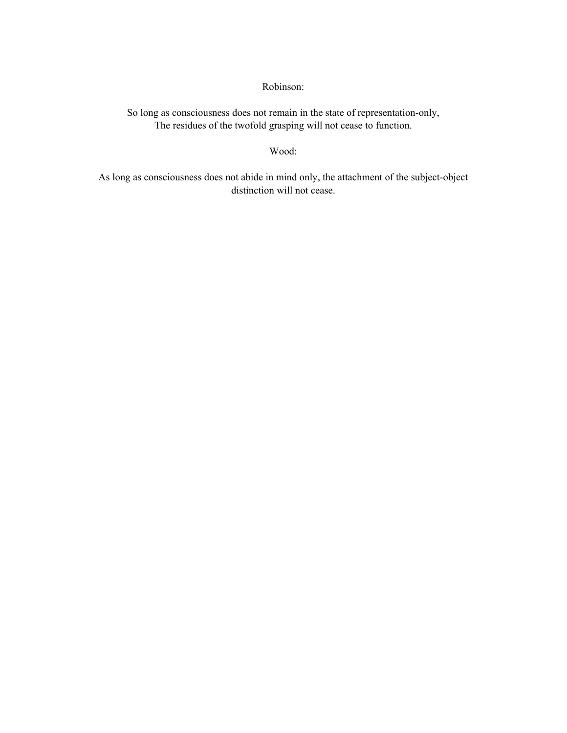Robinson:

So long as consciousness does not remain in the state of representation-only,
The residues of the twofold grasping will not cease to function.

Wood:

As long as consciousness does not abide in mind only, the attachment of the subject-object distinction will not cease.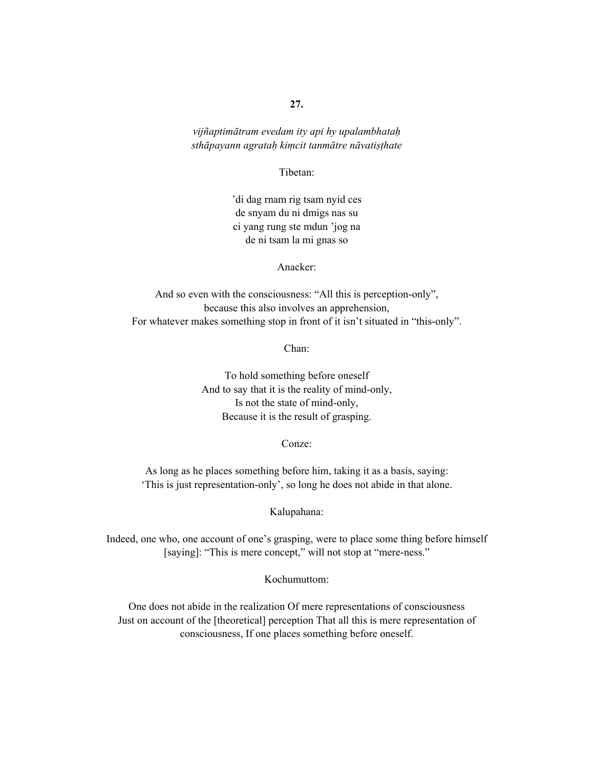**27.**

*vijñaptimātram evedam ity api hy upalambhataḥ*
*sthāpayann agrataḥ kiṃcit tanmātre nāvatiṣṭhate*

Tibetan:

'di dag rnam rig tsam nyid ces
de snyam du ni dmigs nas su
ci yang rung ste mdun 'jog na
de ni tsam la mi gnas so

Anacker:

And so even with the consciousness: "All this is perception-only",
because this also involves an apprehension,
For whatever makes something stop in front of it isn't situated in "this-only".

Chan:

To hold something before oneself
And to say that it is the reality of mind-only,
Is not the state of mind-only,
Because it is the result of grasping.

Conze:

As long as he places something before him, taking it as a basis, saying:
'This is just representation-only', so long he does not abide in that alone.

Kalupahana:

Indeed, one who, one account of one's grasping, were to place some thing before himself
[saying]: "This is mere concept," will not stop at "mere-ness."

Kochumuttom:

One does not abide in the realization Of mere representations of consciousness
Just on account of the [theoretical] perception That all this is mere representation of
consciousness, If one places something before oneself.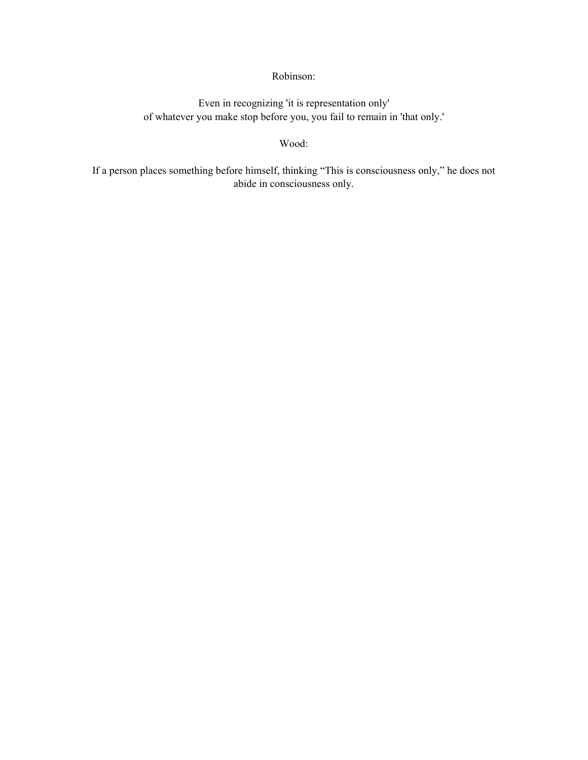Robinson:

Even in recognizing 'it is representation only'
of whatever you make stop before you, you fail to remain in 'that only.'

Wood:

If a person places something before himself, thinking “This is consciousness only,” he does not abide in consciousness only.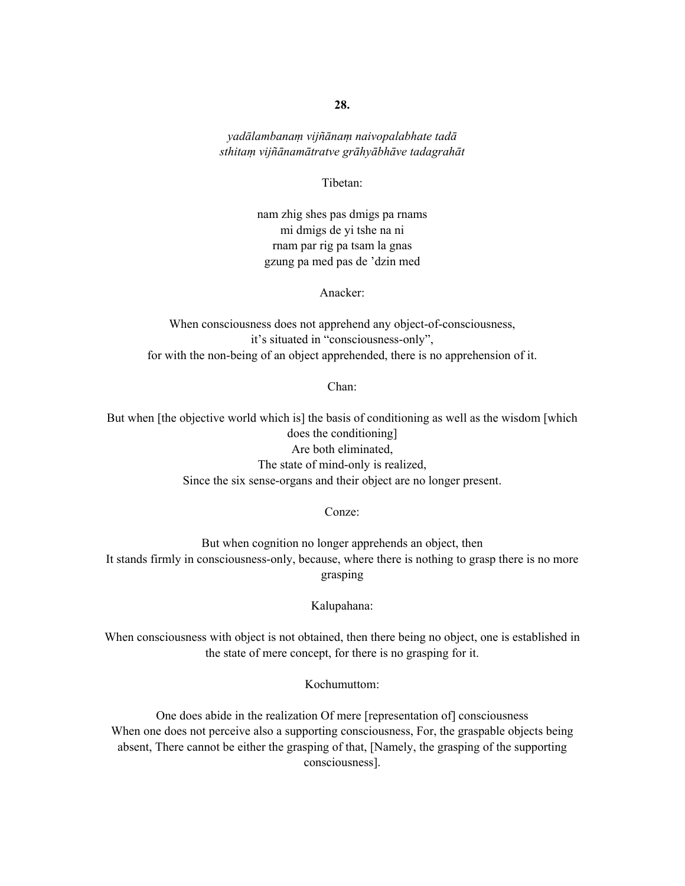**28.**

*yadālambanaṃ vijñānaṃ naivopalabhate tadā*
*sthitaṃ vijñānamātratve grāhyābhāve tadagrahāt*

Tibetan:

nam zhig shes pas dmigs pa rnams
mi dmigs de yi tshe na ni
rnam par rig pa tsam la gnas
gzung pa med pas de ’dzin med

Anacker:

When consciousness does not apprehend any object-of-consciousness,
it’s situated in “consciousness-only”,
for with the non-being of an object apprehended, there is no apprehension of it.

Chan:

But when [the objective world which is] the basis of conditioning as well as the wisdom [which does the conditioning]
Are both eliminated,
The state of mind-only is realized,
Since the six sense-organs and their object are no longer present.

Conze:

But when cognition no longer apprehends an object, then
It stands firmly in consciousness-only, because, where there is nothing to grasp there is no more grasping

Kalupahana:

When consciousness with object is not obtained, then there being no object, one is established in the state of mere concept, for there is no grasping for it.

Kochumuttom:

One does abide in the realization Of mere [representation of] consciousness
When one does not perceive also a supporting consciousness, For, the graspable objects being absent, There cannot be either the grasping of that, [Namely, the grasping of the supporting consciousness].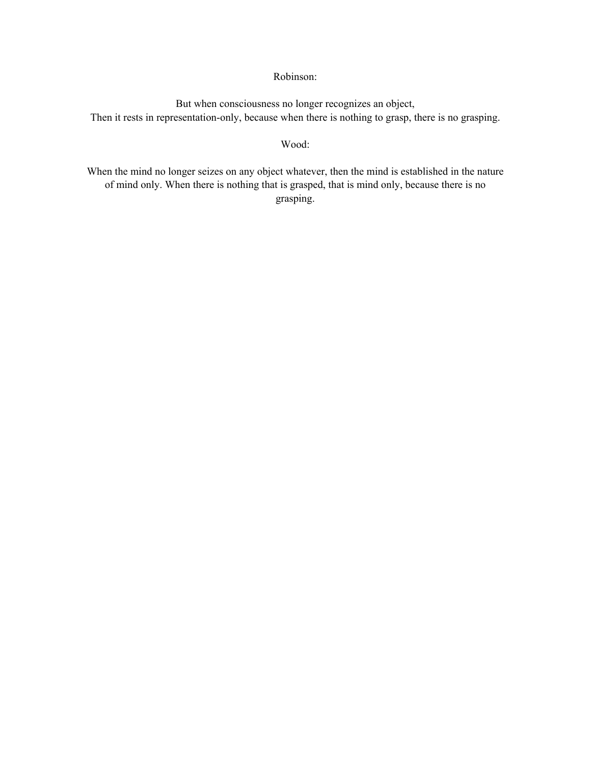Robinson:

But when consciousness no longer recognizes an object,
Then it rests in representation-only, because when there is nothing to grasp, there is no grasping.

Wood:

When the mind no longer seizes on any object whatever, then the mind is established in the nature of mind only. When there is nothing that is grasped, that is mind only, because there is no grasping.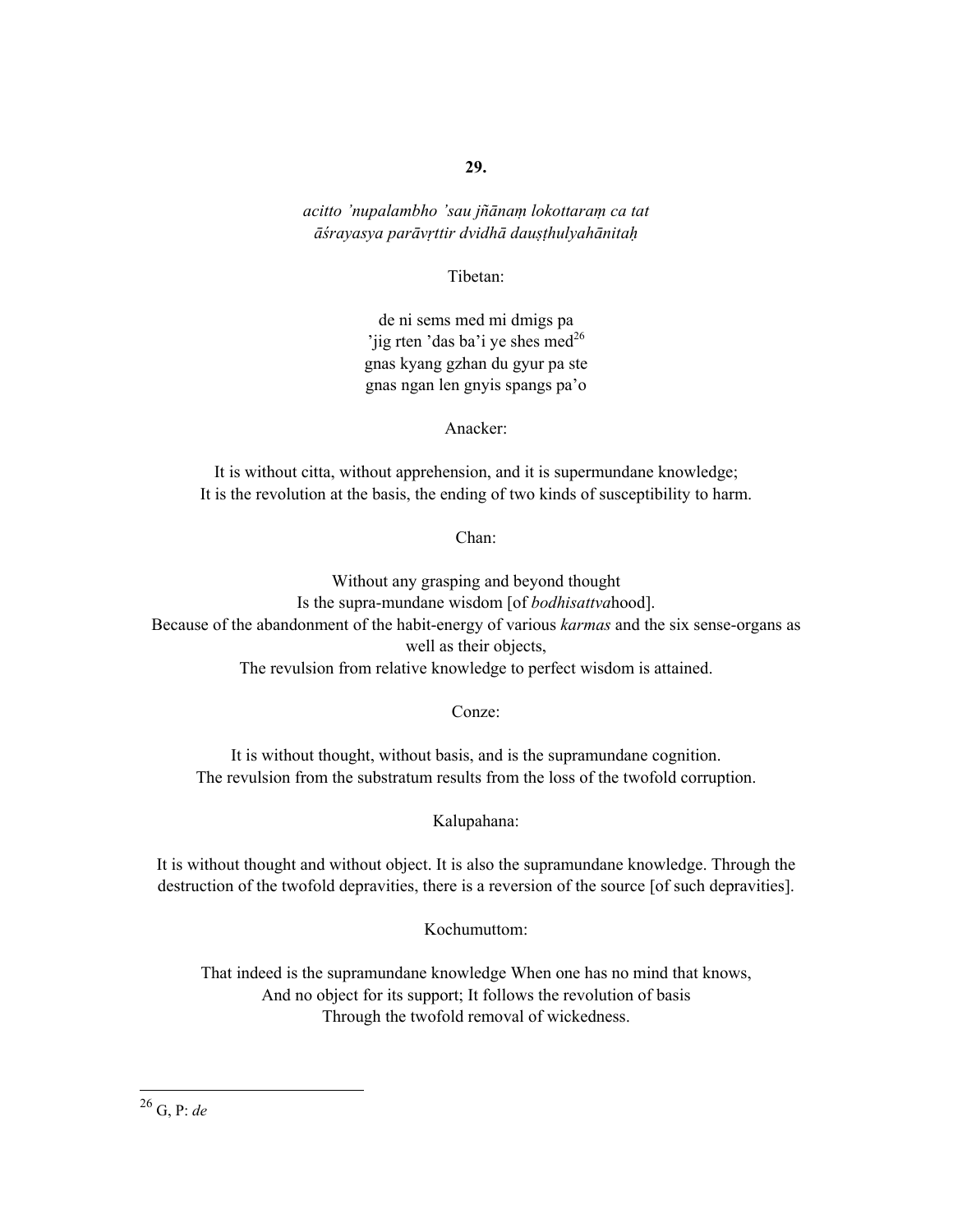**29.**

*acitto 'nupalambho 'sau jñānaṃ lokottaraṃ ca tat*
*āśrayasya parāvṛttir dvidhā dauṣṭhulyahānitaḥ*

Tibetan:

de ni sems med mi dmigs pa
'jig rten 'das ba'i ye shes med[26]
gnas kyang gzhan du gyur pa ste
gnas ngan len gnyis spangs pa'o

Anacker:

It is without citta, without apprehension, and it is supermundane knowledge;
It is the revolution at the basis, the ending of two kinds of susceptibility to harm.

Chan:

Without any grasping and beyond thought
Is the supra-mundane wisdom [of *bodhisattva*hood].
Because of the abandonment of the habit-energy of various *karmas* and the six sense-organs as well as their objects,
The revulsion from relative knowledge to perfect wisdom is attained.

Conze:

It is without thought, without basis, and is the supramundane cognition.
The revulsion from the substratum results from the loss of the twofold corruption.

Kalupahana:

It is without thought and without object. It is also the supramundane knowledge. Through the destruction of the twofold depravities, there is a reversion of the source [of such depravities].

Kochumuttom:

That indeed is the supramundane knowledge When one has no mind that knows,
And no object for its support; It follows the revolution of basis
Through the twofold removal of wickedness.

---

[26] G, P: *de*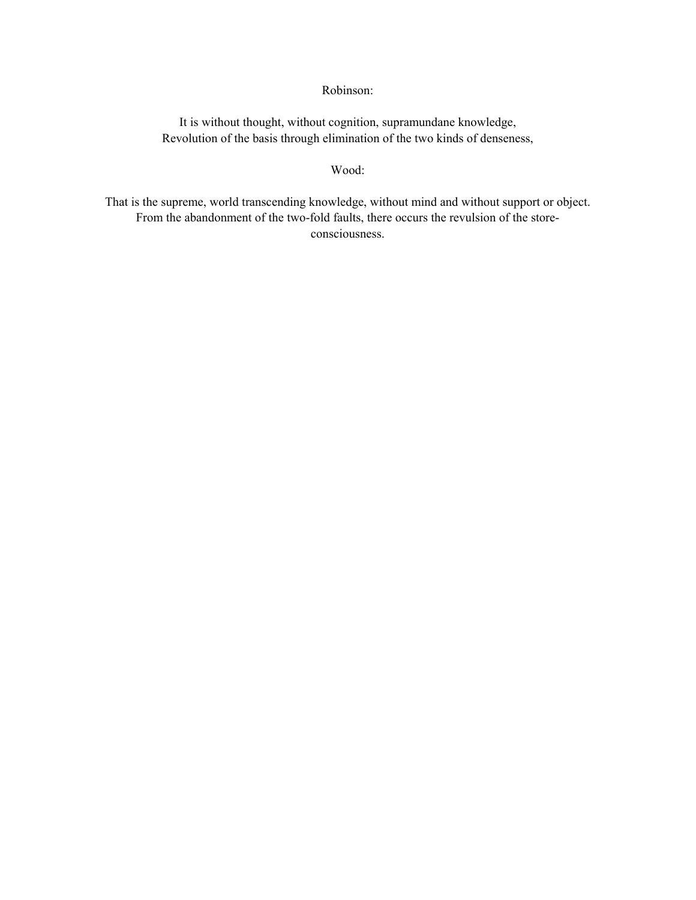Robinson:

It is without thought, without cognition, supramundane knowledge,
Revolution of the basis through elimination of the two kinds of denseness,

Wood:

That is the supreme, world transcending knowledge, without mind and without support or object.
From the abandonment of the two-fold faults, there occurs the revulsion of the store-consciousness.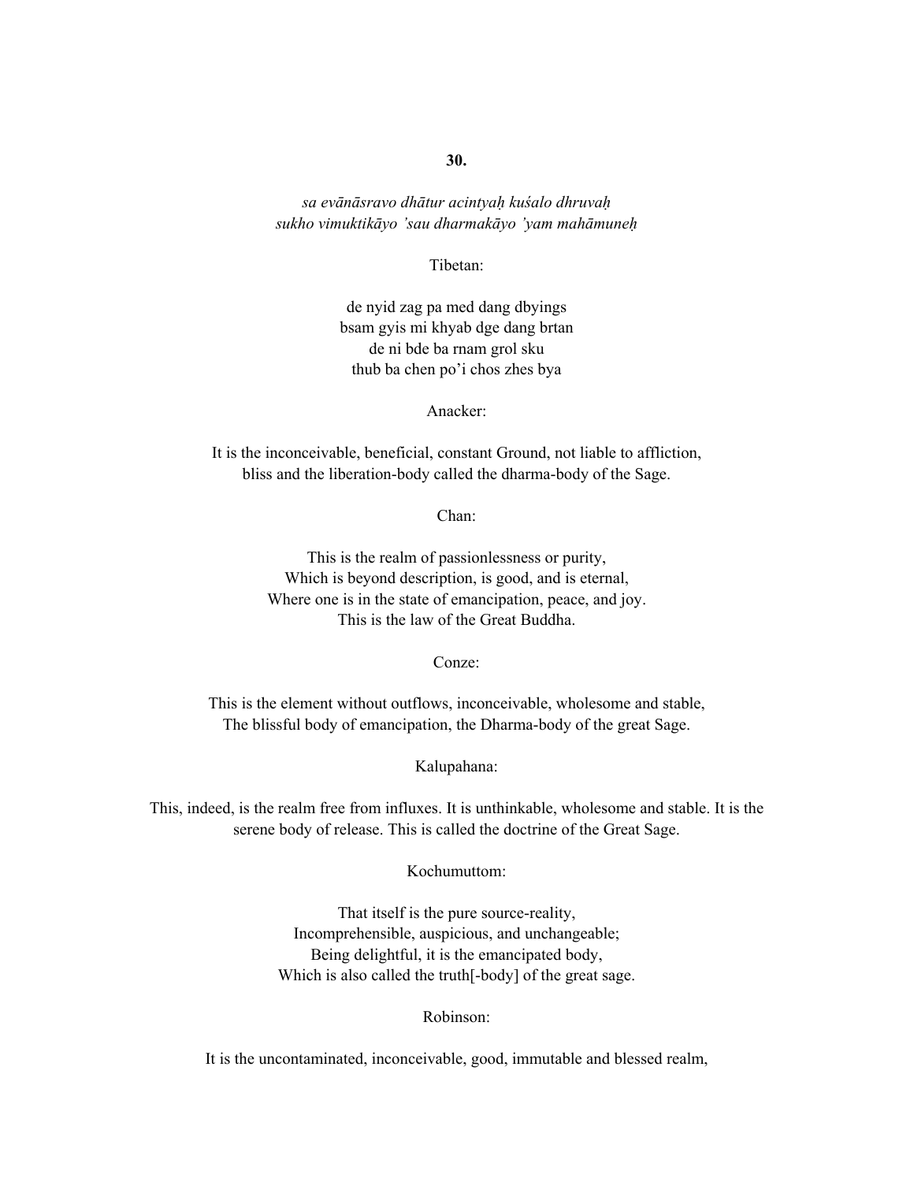**30.**

*sa evānāsravo dhātur acintyaḥ kuśalo dhruvaḥ*
*sukho vimuktikāyo 'sau dharmakāyo 'yam mahāmuneḥ*

Tibetan:

de nyid zag pa med dang dbyings
bsam gyis mi khyab dge dang brtan
de ni bde ba rnam grol sku
thub ba chen po'i chos zhes bya

Anacker:

It is the inconceivable, beneficial, constant Ground, not liable to affliction,
bliss and the liberation-body called the dharma-body of the Sage.

Chan:

This is the realm of passionlessness or purity,
Which is beyond description, is good, and is eternal,
Where one is in the state of emancipation, peace, and joy.
This is the law of the Great Buddha.

Conze:

This is the element without outflows, inconceivable, wholesome and stable,
The blissful body of emancipation, the Dharma-body of the great Sage.

Kalupahana:

This, indeed, is the realm free from influxes. It is unthinkable, wholesome and stable. It is the serene body of release. This is called the doctrine of the Great Sage.

Kochumuttom:

That itself is the pure source-reality,
Incomprehensible, auspicious, and unchangeable;
Being delightful, it is the emancipated body,
Which is also called the truth[-body] of the great sage.

Robinson:

It is the uncontaminated, inconceivable, good, immutable and blessed realm,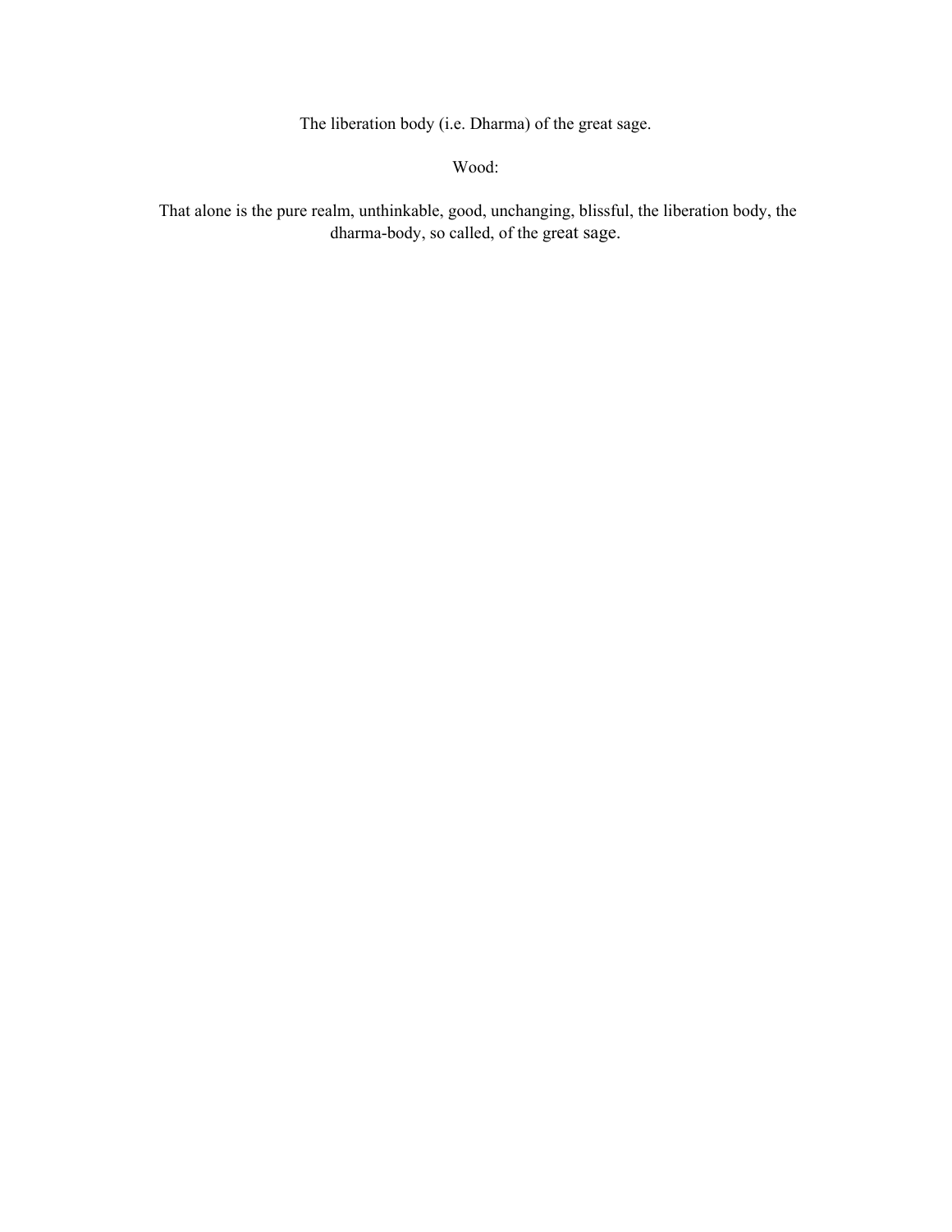The liberation body (i.e. Dharma) of the great sage.

Wood:

That alone is the pure realm, unthinkable, good, unchanging, blissful, the liberation body, the dharma-body, so called, of the great sage.